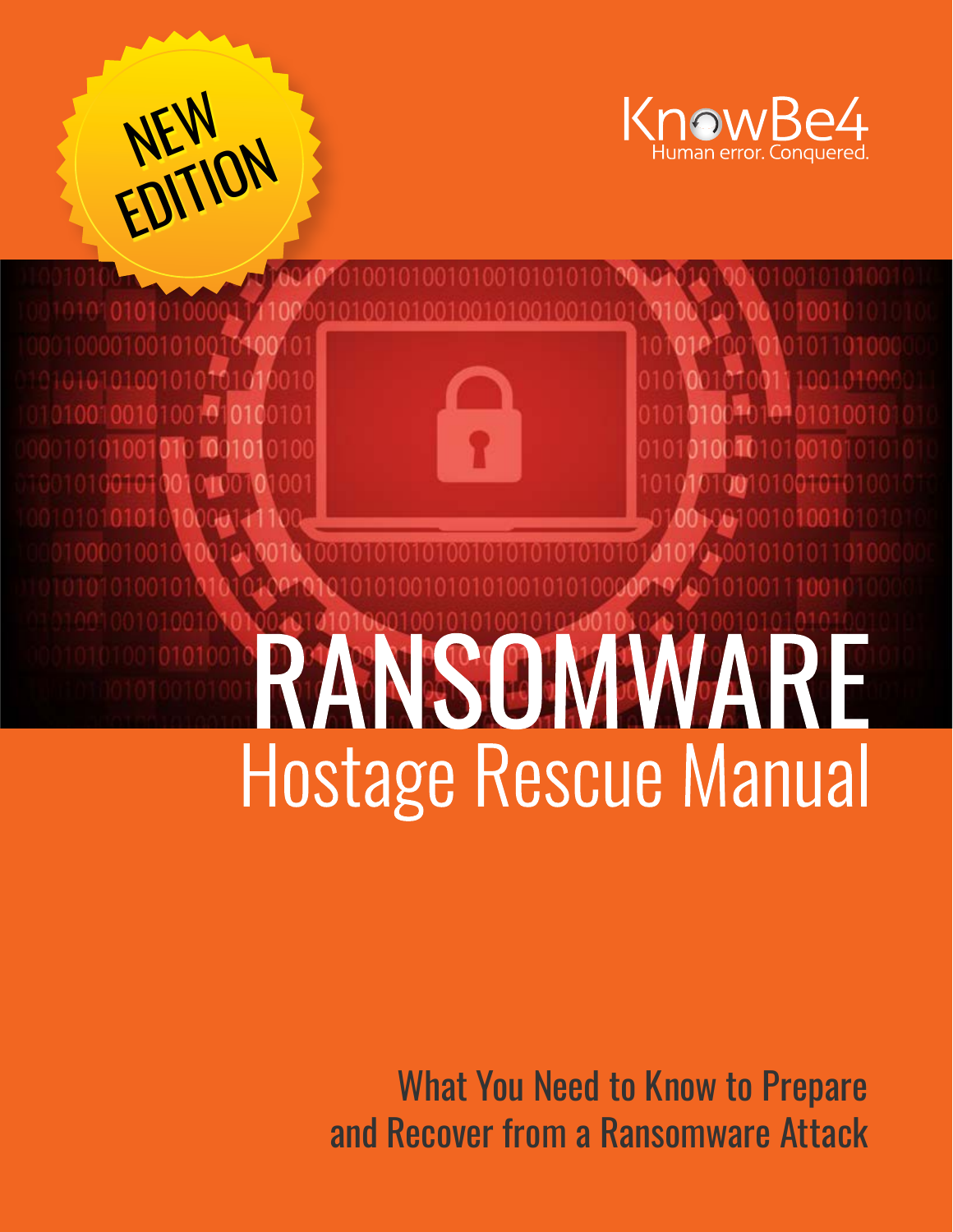NEW EDITION

KnowBe4
Human error. Conquered.

# RANSOMWARE
## Hostage Rescue Manual

What You Need to Know to Prepare and Recover from a Ransomware Attack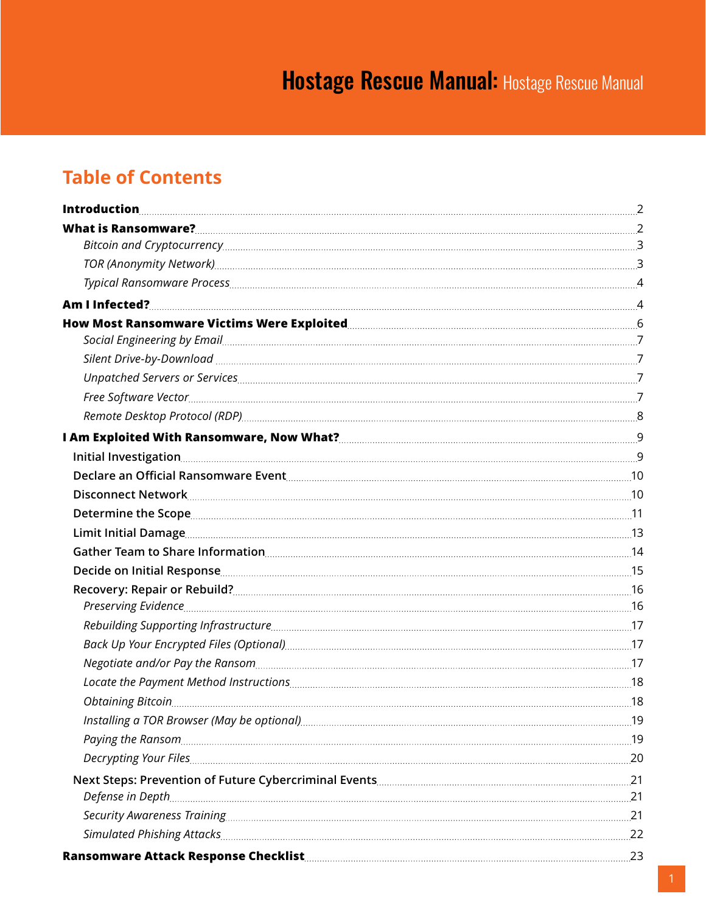# Hostage Rescue Manual: Hostage Rescue Manual

## Table of Contents

| | |
|---|---|
| **Introduction** | 2 |
| **What is Ransomware?** | 2 |
| *Bitcoin and Cryptocurrency* | 3 |
| *TOR (Anonymity Network)* | 3 |
| *Typical Ransomware Process* | 4 |
| **Am I Infected?** | 4 |
| **How Most Ransomware Victims Were Exploited** | 6 |
| *Social Engineering by Email* | 7 |
| *Silent Drive-by-Download* | 7 |
| *Unpatched Servers or Services* | 7 |
| *Free Software Vector* | 7 |
| *Remote Desktop Protocol (RDP)* | 8 |
| **I Am Exploited With Ransomware, Now What?** | 9 |
| Initial Investigation | 9 |
| Declare an Official Ransomware Event | 10 |
| Disconnect Network | 10 |
| Determine the Scope | 11 |
| Limit Initial Damage | 13 |
| Gather Team to Share Information | 14 |
| Decide on Initial Response | 15 |
| Recovery: Repair or Rebuild? | 16 |
| *Preserving Evidence* | 16 |
| *Rebuilding Supporting Infrastructure* | 17 |
| *Back Up Your Encrypted Files (Optional)* | 17 |
| *Negotiate and/or Pay the Ransom* | 17 |
| *Locate the Payment Method Instructions* | 18 |
| *Obtaining Bitcoin* | 18 |
| *Installing a TOR Browser (May be optional)* | 19 |
| *Paying the Ransom* | 19 |
| *Decrypting Your Files* | 20 |
| Next Steps: Prevention of Future Cybercriminal Events | 21 |
| *Defense in Depth* | 21 |
| *Security Awareness Training* | 21 |
| *Simulated Phishing Attacks* | 22 |
| **Ransomware Attack Response Checklist** | 23 |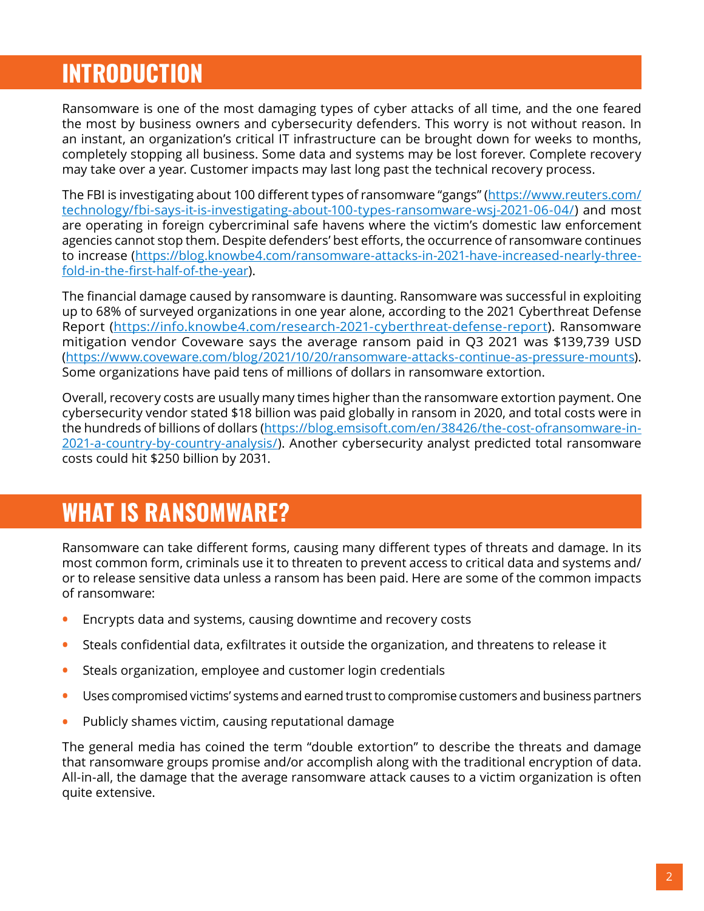# INTRODUCTION

Ransomware is one of the most damaging types of cyber attacks of all time, and the one feared the most by business owners and cybersecurity defenders. This worry is not without reason. In an instant, an organization's critical IT infrastructure can be brought down for weeks to months, completely stopping all business. Some data and systems may be lost forever. Complete recovery may take over a year. Customer impacts may last long past the technical recovery process.

The FBI is investigating about 100 different types of ransomware "gangs" (https://www.reuters.com/technology/fbi-says-it-is-investigating-about-100-types-ransomware-wsj-2021-06-04/) and most are operating in foreign cybercriminal safe havens where the victim's domestic law enforcement agencies cannot stop them. Despite defenders' best efforts, the occurrence of ransomware continues to increase (https://blog.knowbe4.com/ransomware-attacks-in-2021-have-increased-nearly-three-fold-in-the-first-half-of-the-year).

The financial damage caused by ransomware is daunting. Ransomware was successful in exploiting up to 68% of surveyed organizations in one year alone, according to the 2021 Cyberthreat Defense Report (https://info.knowbe4.com/research-2021-cyberthreat-defense-report). Ransomware mitigation vendor Coveware says the average ransom paid in Q3 2021 was $139,739 USD (https://www.coveware.com/blog/2021/10/20/ransomware-attacks-continue-as-pressure-mounts). Some organizations have paid tens of millions of dollars in ransomware extortion.

Overall, recovery costs are usually many times higher than the ransomware extortion payment. One cybersecurity vendor stated $18 billion was paid globally in ransom in 2020, and total costs were in the hundreds of billions of dollars (https://blog.emsisoft.com/en/38426/the-cost-ofransomware-in-2021-a-country-by-country-analysis/). Another cybersecurity analyst predicted total ransomware costs could hit $250 billion by 2031.

# WHAT IS RANSOMWARE?

Ransomware can take different forms, causing many different types of threats and damage. In its most common form, criminals use it to threaten to prevent access to critical data and systems and/or to release sensitive data unless a ransom has been paid. Here are some of the common impacts of ransomware:

- Encrypts data and systems, causing downtime and recovery costs
- Steals confidential data, exfiltrates it outside the organization, and threatens to release it
- Steals organization, employee and customer login credentials
- Uses compromised victims' systems and earned trust to compromise customers and business partners
- Publicly shames victim, causing reputational damage

The general media has coined the term "double extortion" to describe the threats and damage that ransomware groups promise and/or accomplish along with the traditional encryption of data. All-in-all, the damage that the average ransomware attack causes to a victim organization is often quite extensive.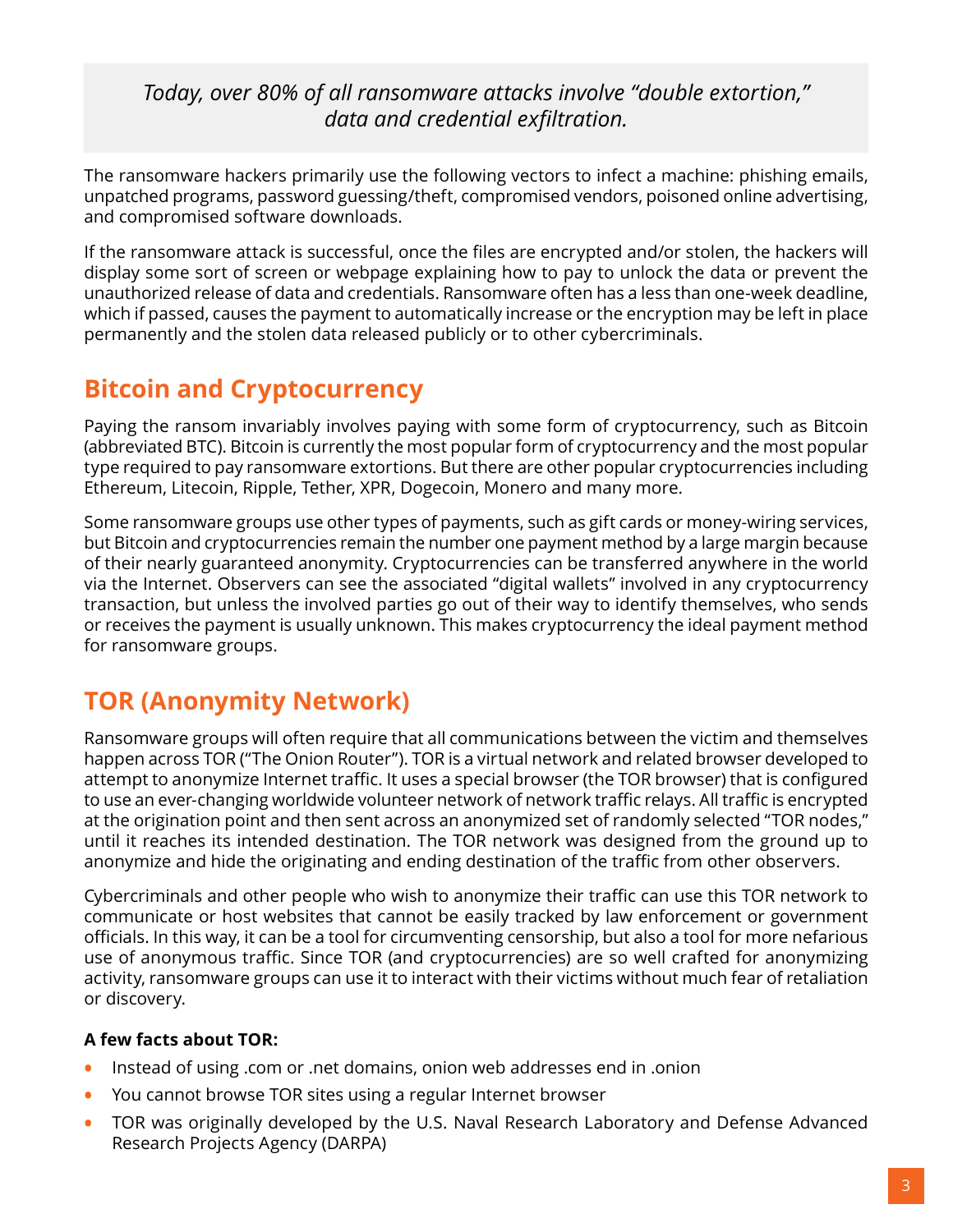*Today, over 80% of all ransomware attacks involve "double extortion," data and credential exfiltration.*

The ransomware hackers primarily use the following vectors to infect a machine: phishing emails, unpatched programs, password guessing/theft, compromised vendors, poisoned online advertising, and compromised software downloads.

If the ransomware attack is successful, once the files are encrypted and/or stolen, the hackers will display some sort of screen or webpage explaining how to pay to unlock the data or prevent the unauthorized release of data and credentials. Ransomware often has a less than one-week deadline, which if passed, causes the payment to automatically increase or the encryption may be left in place permanently and the stolen data released publicly or to other cybercriminals.

## Bitcoin and Cryptocurrency

Paying the ransom invariably involves paying with some form of cryptocurrency, such as Bitcoin (abbreviated BTC). Bitcoin is currently the most popular form of cryptocurrency and the most popular type required to pay ransomware extortions. But there are other popular cryptocurrencies including Ethereum, Litecoin, Ripple, Tether, XPR, Dogecoin, Monero and many more.

Some ransomware groups use other types of payments, such as gift cards or money-wiring services, but Bitcoin and cryptocurrencies remain the number one payment method by a large margin because of their nearly guaranteed anonymity. Cryptocurrencies can be transferred anywhere in the world via the Internet. Observers can see the associated "digital wallets" involved in any cryptocurrency transaction, but unless the involved parties go out of their way to identify themselves, who sends or receives the payment is usually unknown. This makes cryptocurrency the ideal payment method for ransomware groups.

## TOR (Anonymity Network)

Ransomware groups will often require that all communications between the victim and themselves happen across TOR ("The Onion Router"). TOR is a virtual network and related browser developed to attempt to anonymize Internet traffic. It uses a special browser (the TOR browser) that is configured to use an ever-changing worldwide volunteer network of network traffic relays. All traffic is encrypted at the origination point and then sent across an anonymized set of randomly selected "TOR nodes," until it reaches its intended destination. The TOR network was designed from the ground up to anonymize and hide the originating and ending destination of the traffic from other observers.

Cybercriminals and other people who wish to anonymize their traffic can use this TOR network to communicate or host websites that cannot be easily tracked by law enforcement or government officials. In this way, it can be a tool for circumventing censorship, but also a tool for more nefarious use of anonymous traffic. Since TOR (and cryptocurrencies) are so well crafted for anonymizing activity, ransomware groups can use it to interact with their victims without much fear of retaliation or discovery.

**A few facts about TOR:**

- Instead of using .com or .net domains, onion web addresses end in .onion
- You cannot browse TOR sites using a regular Internet browser
- TOR was originally developed by the U.S. Naval Research Laboratory and Defense Advanced Research Projects Agency (DARPA)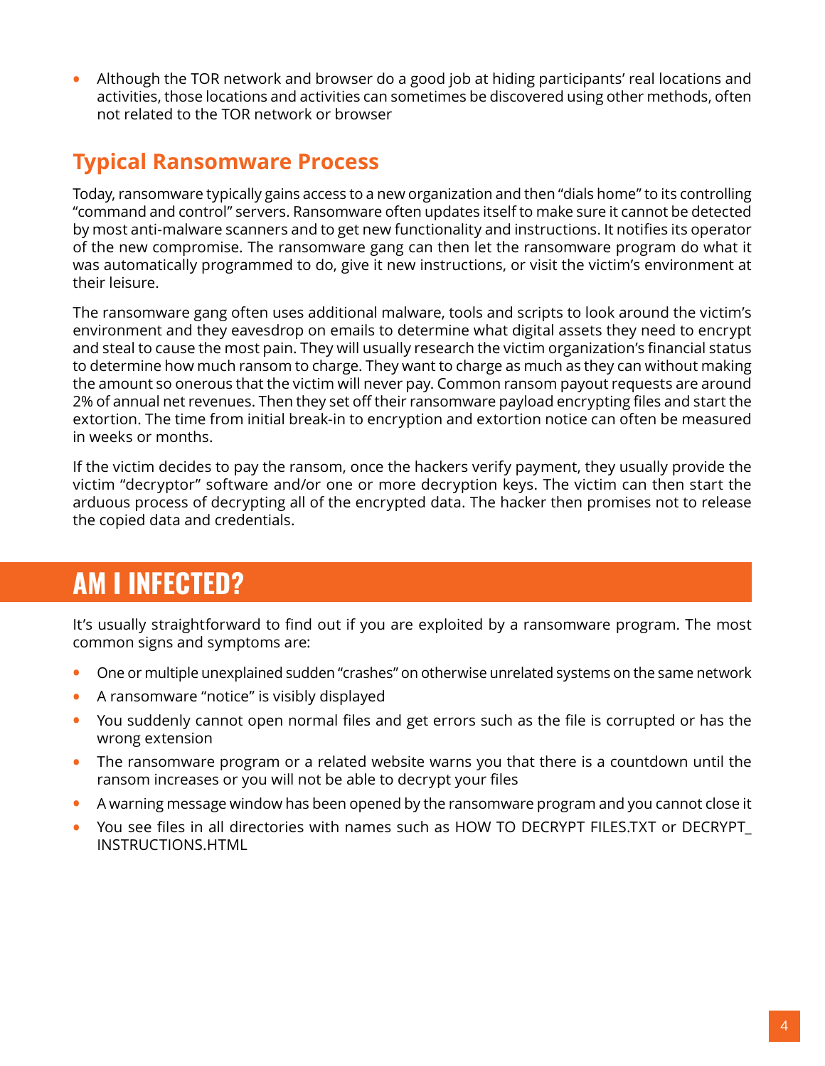- Although the TOR network and browser do a good job at hiding participants' real locations and activities, those locations and activities can sometimes be discovered using other methods, often not related to the TOR network or browser

## Typical Ransomware Process

Today, ransomware typically gains access to a new organization and then "dials home" to its controlling "command and control" servers. Ransomware often updates itself to make sure it cannot be detected by most anti-malware scanners and to get new functionality and instructions. It notifies its operator of the new compromise. The ransomware gang can then let the ransomware program do what it was automatically programmed to do, give it new instructions, or visit the victim's environment at their leisure.

The ransomware gang often uses additional malware, tools and scripts to look around the victim's environment and they eavesdrop on emails to determine what digital assets they need to encrypt and steal to cause the most pain. They will usually research the victim organization's financial status to determine how much ransom to charge. They want to charge as much as they can without making the amount so onerous that the victim will never pay. Common ransom payout requests are around 2% of annual net revenues. Then they set off their ransomware payload encrypting files and start the extortion. The time from initial break-in to encryption and extortion notice can often be measured in weeks or months.

If the victim decides to pay the ransom, once the hackers verify payment, they usually provide the victim "decryptor" software and/or one or more decryption keys. The victim can then start the arduous process of decrypting all of the encrypted data. The hacker then promises not to release the copied data and credentials.

# AM I INFECTED?

It's usually straightforward to find out if you are exploited by a ransomware program. The most common signs and symptoms are:

- One or multiple unexplained sudden "crashes" on otherwise unrelated systems on the same network
- A ransomware "notice" is visibly displayed
- You suddenly cannot open normal files and get errors such as the file is corrupted or has the wrong extension
- The ransomware program or a related website warns you that there is a countdown until the ransom increases or you will not be able to decrypt your files
- A warning message window has been opened by the ransomware program and you cannot close it
- You see files in all directories with names such as HOW TO DECRYPT FILES.TXT or DECRYPT_INSTRUCTIONS.HTML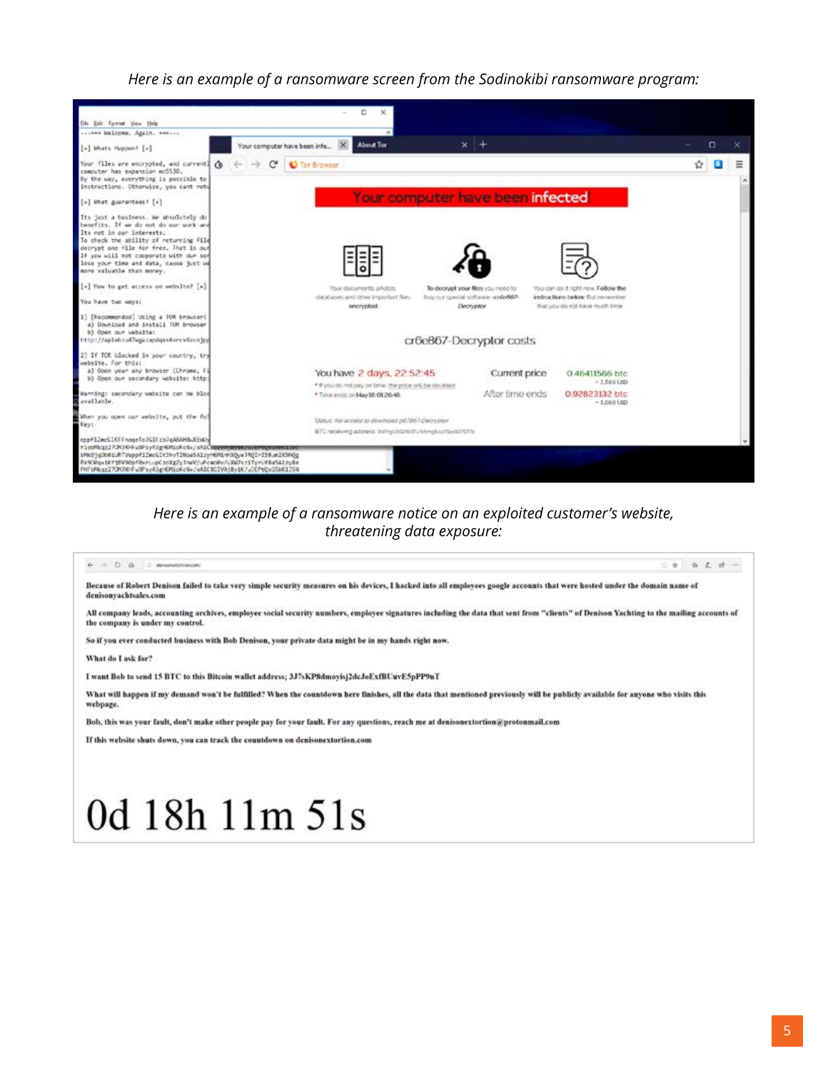*Here is an example of a ransomware screen from the Sodinokibi ransomware program:*

*Here is an example of a ransomware notice on an exploited customer's website, threatening data exposure:*

**Because of Robert Denison failed to take very simple security measures on his devices, I hacked into all employees google accounts that were hosted under the domain name of denisonyachtsales.com**

**All company leads, accounting archives, employee social security numbers, employee signatures including the data that sent from "clients" of Denison Yachting to the mailing accounts of the company is under my control.**

**So if you ever conducted business with Bob Denison, your private data might be in my hands right now.**

**What do I ask for?**

**I want Bob to send 15 BTC to this Bitcoin wallet address; 3J7sKP8dmoyisj2dcJoExfBUuvE5pPP9nT**

**What will happen if my demand won't be fulfilled? When the countdown here finishes, all the data that mentioned previously will be publicly available for anyone who visits this webpage.**

**Bob, this was your fault, don't make other people pay for your fault. For any questions, reach me at denisonextortion@protonmail.com**

**If this website shuts down, you can track the countdown on denisonextortion.com**

# 0d 18h 11m 51s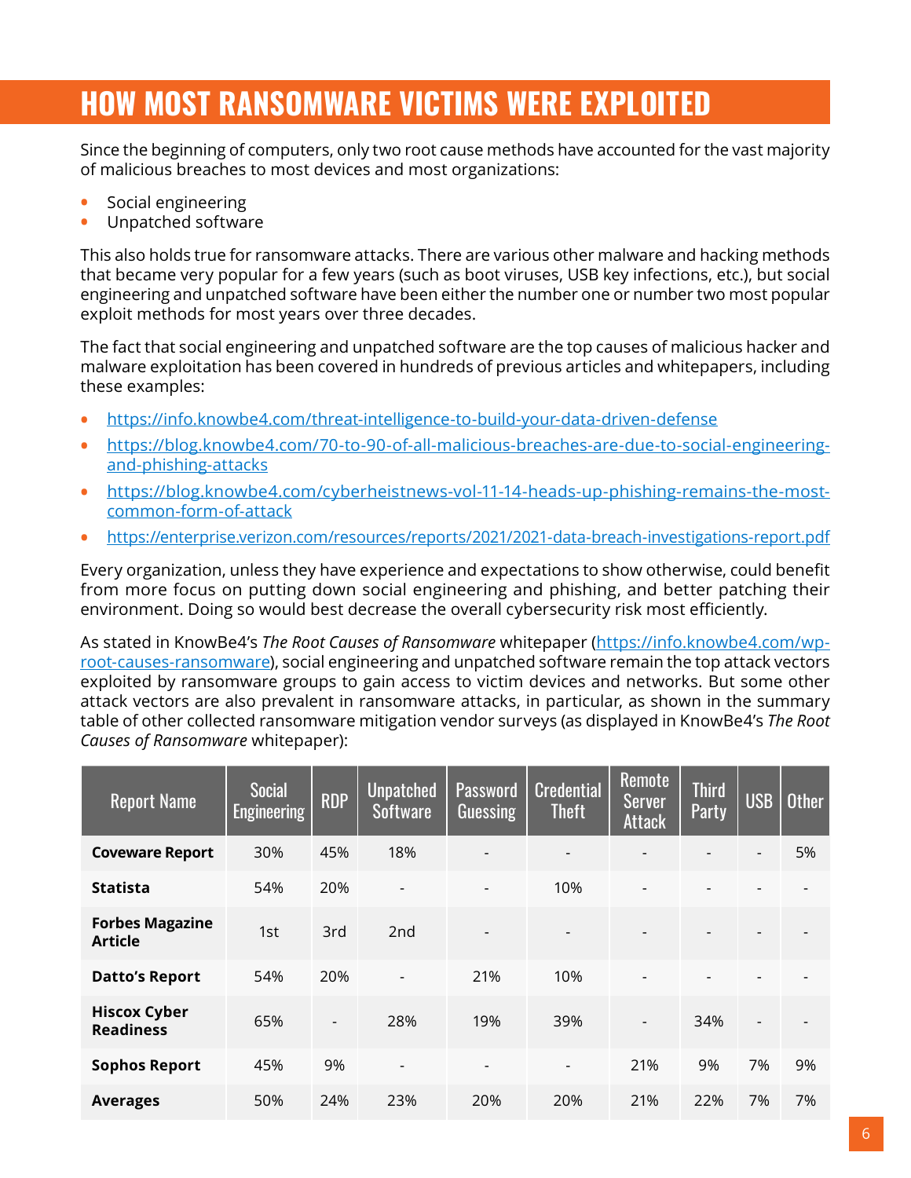# HOW MOST RANSOMWARE VICTIMS WERE EXPLOITED

Since the beginning of computers, only two root cause methods have accounted for the vast majority of malicious breaches to most devices and most organizations:

- Social engineering
- Unpatched software

This also holds true for ransomware attacks. There are various other malware and hacking methods that became very popular for a few years (such as boot viruses, USB key infections, etc.), but social engineering and unpatched software have been either the number one or number two most popular exploit methods for most years over three decades.

The fact that social engineering and unpatched software are the top causes of malicious hacker and malware exploitation has been covered in hundreds of previous articles and whitepapers, including these examples:

- https://info.knowbe4.com/threat-intelligence-to-build-your-data-driven-defense
- https://blog.knowbe4.com/70-to-90-of-all-malicious-breaches-are-due-to-social-engineering-and-phishing-attacks
- https://blog.knowbe4.com/cyberheistnews-vol-11-14-heads-up-phishing-remains-the-most-common-form-of-attack
- https://enterprise.verizon.com/resources/reports/2021/2021-data-breach-investigations-report.pdf

Every organization, unless they have experience and expectations to show otherwise, could benefit from more focus on putting down social engineering and phishing, and better patching their environment. Doing so would best decrease the overall cybersecurity risk most efficiently.

As stated in KnowBe4's *The Root Causes of Ransomware* whitepaper (https://info.knowbe4.com/wp-root-causes-ransomware), social engineering and unpatched software remain the top attack vectors exploited by ransomware groups to gain access to victim devices and networks. But some other attack vectors are also prevalent in ransomware attacks, in particular, as shown in the summary table of other collected ransomware mitigation vendor surveys (as displayed in KnowBe4's *The Root Causes of Ransomware* whitepaper):

| Report Name | Social Engineering | RDP | Unpatched Software | Password Guessing | Credential Theft | Remote Server Attack | Third Party | USB | Other |
|---|---|---|---|---|---|---|---|---|---|
| **Coveware Report** | 30% | 45% | 18% | - | - | - | - | - | 5% |
| **Statista** | 54% | 20% | - | - | 10% | - | - | - | - |
| **Forbes Magazine Article** | 1st | 3rd | 2nd | - | - | - | - | - | - |
| **Datto's Report** | 54% | 20% | - | 21% | 10% | - | - | - | - |
| **Hiscox Cyber Readiness** | 65% | - | 28% | 19% | 39% | - | 34% | - | - |
| **Sophos Report** | 45% | 9% | - | - | - | 21% | 9% | 7% | 9% |
| **Averages** | 50% | 24% | 23% | 20% | 20% | 21% | 22% | 7% | 7% |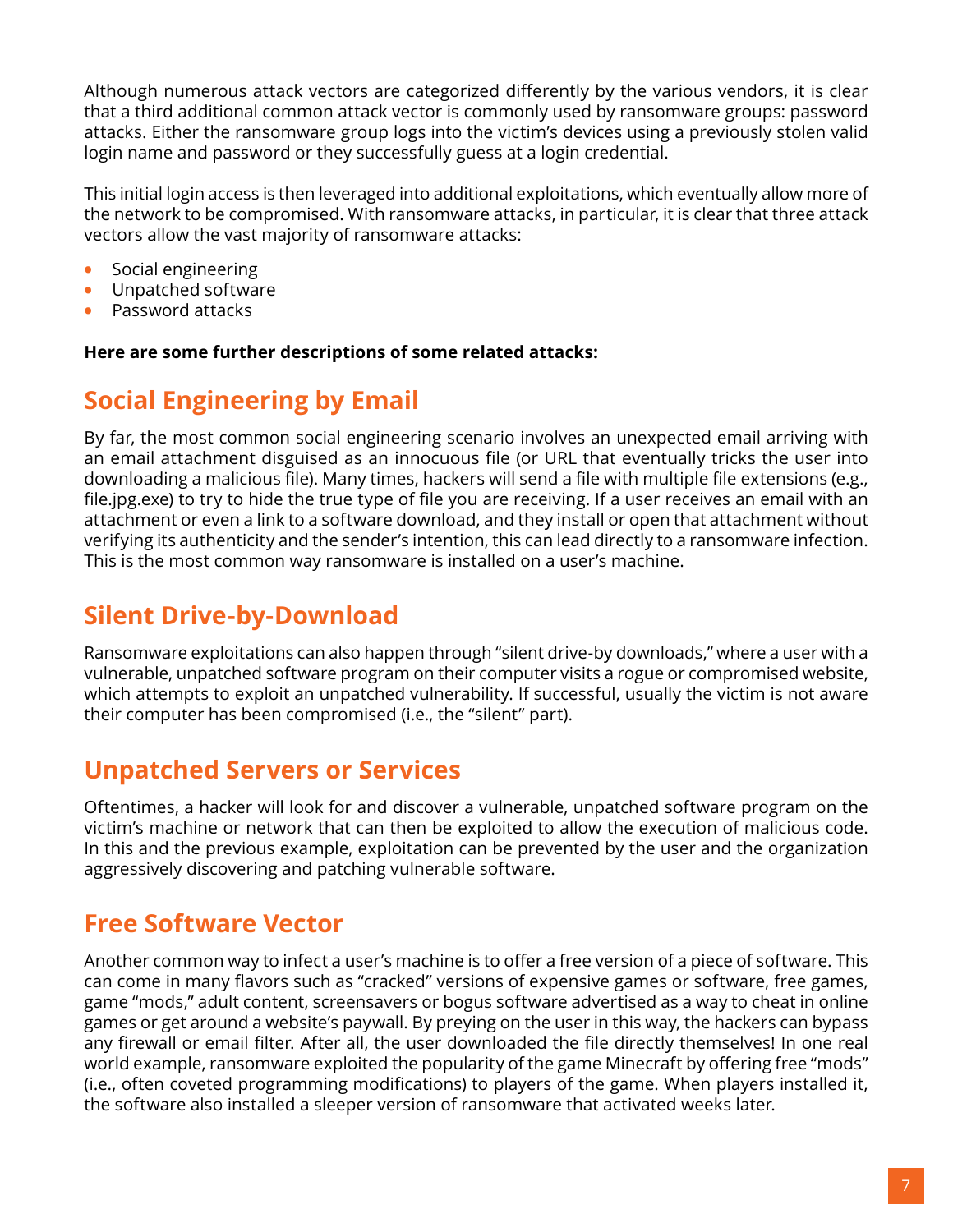Although numerous attack vectors are categorized differently by the various vendors, it is clear that a third additional common attack vector is commonly used by ransomware groups: password attacks. Either the ransomware group logs into the victim's devices using a previously stolen valid login name and password or they successfully guess at a login credential.

This initial login access is then leveraged into additional exploitations, which eventually allow more of the network to be compromised. With ransomware attacks, in particular, it is clear that three attack vectors allow the vast majority of ransomware attacks:

- Social engineering
- Unpatched software
- Password attacks

**Here are some further descriptions of some related attacks:**

## Social Engineering by Email

By far, the most common social engineering scenario involves an unexpected email arriving with an email attachment disguised as an innocuous file (or URL that eventually tricks the user into downloading a malicious file). Many times, hackers will send a file with multiple file extensions (e.g., file.jpg.exe) to try to hide the true type of file you are receiving. If a user receives an email with an attachment or even a link to a software download, and they install or open that attachment without verifying its authenticity and the sender's intention, this can lead directly to a ransomware infection. This is the most common way ransomware is installed on a user's machine.

## Silent Drive-by-Download

Ransomware exploitations can also happen through "silent drive-by downloads," where a user with a vulnerable, unpatched software program on their computer visits a rogue or compromised website, which attempts to exploit an unpatched vulnerability. If successful, usually the victim is not aware their computer has been compromised (i.e., the "silent" part).

## Unpatched Servers or Services

Oftentimes, a hacker will look for and discover a vulnerable, unpatched software program on the victim's machine or network that can then be exploited to allow the execution of malicious code. In this and the previous example, exploitation can be prevented by the user and the organization aggressively discovering and patching vulnerable software.

## Free Software Vector

Another common way to infect a user's machine is to offer a free version of a piece of software. This can come in many flavors such as "cracked" versions of expensive games or software, free games, game "mods," adult content, screensavers or bogus software advertised as a way to cheat in online games or get around a website's paywall. By preying on the user in this way, the hackers can bypass any firewall or email filter. After all, the user downloaded the file directly themselves! In one real world example, ransomware exploited the popularity of the game Minecraft by offering free "mods" (i.e., often coveted programming modifications) to players of the game. When players installed it, the software also installed a sleeper version of ransomware that activated weeks later.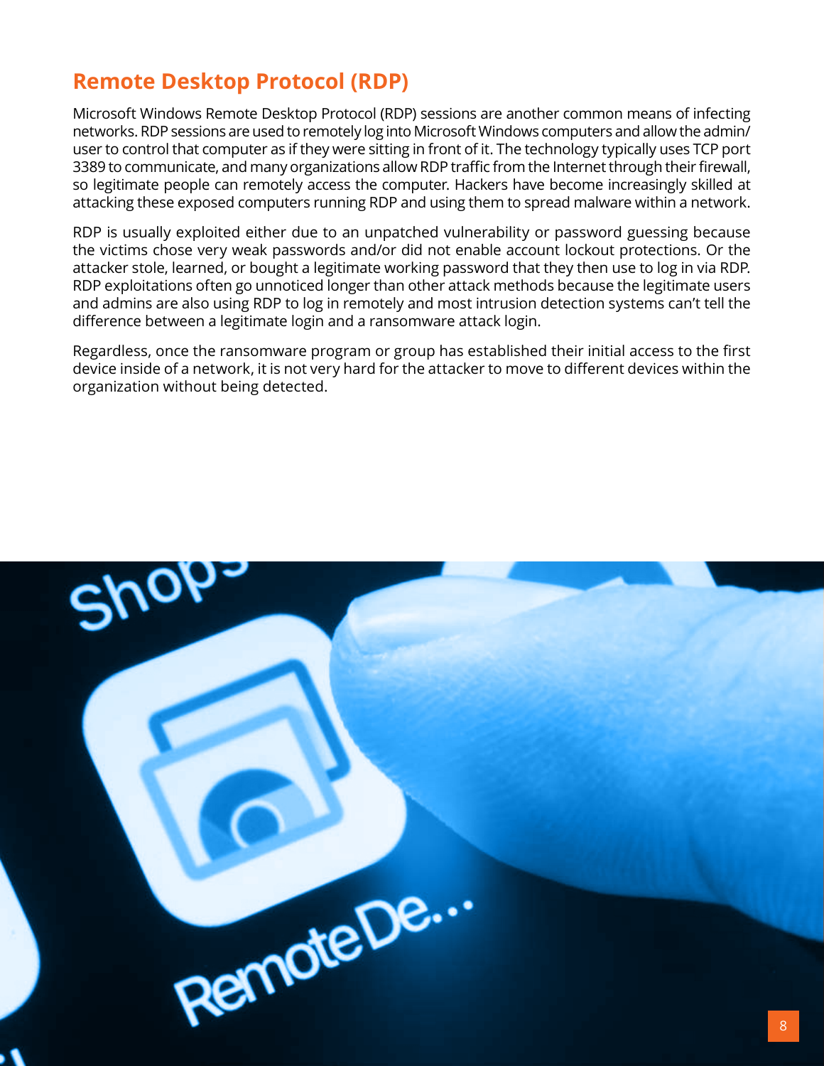## Remote Desktop Protocol (RDP)

Microsoft Windows Remote Desktop Protocol (RDP) sessions are another common means of infecting networks. RDP sessions are used to remotely log into Microsoft Windows computers and allow the admin/user to control that computer as if they were sitting in front of it. The technology typically uses TCP port 3389 to communicate, and many organizations allow RDP traffic from the Internet through their firewall, so legitimate people can remotely access the computer. Hackers have become increasingly skilled at attacking these exposed computers running RDP and using them to spread malware within a network.

RDP is usually exploited either due to an unpatched vulnerability or password guessing because the victims chose very weak passwords and/or did not enable account lockout protections. Or the attacker stole, learned, or bought a legitimate working password that they then use to log in via RDP. RDP exploitations often go unnoticed longer than other attack methods because the legitimate users and admins are also using RDP to log in remotely and most intrusion detection systems can't tell the difference between a legitimate login and a ransomware attack login.

Regardless, once the ransomware program or group has established their initial access to the first device inside of a network, it is not very hard for the attacker to move to different devices within the organization without being detected.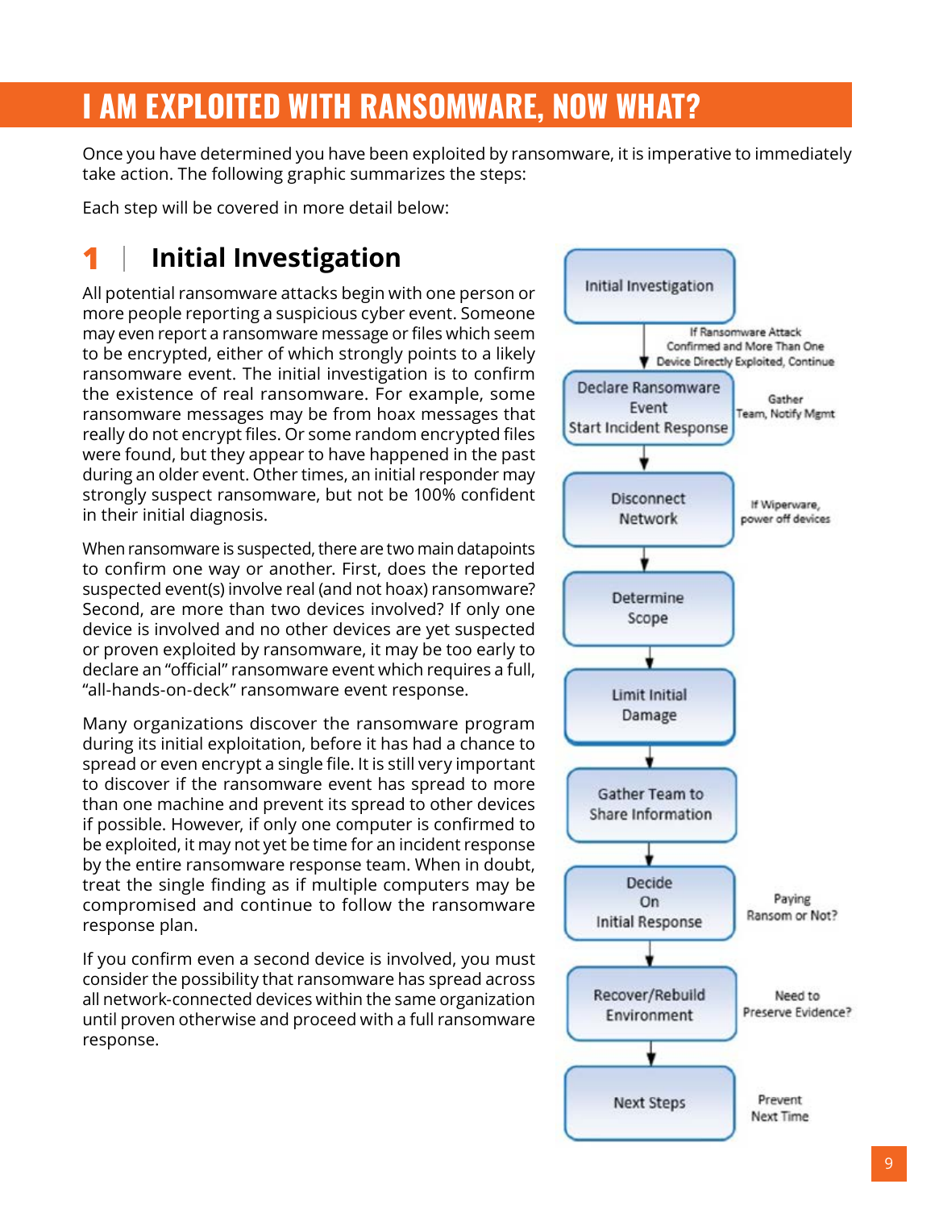# I AM EXPLOITED WITH RANSOMWARE, NOW WHAT?

Once you have determined you have been exploited by ransomware, it is imperative to immediately take action. The following graphic summarizes the steps:

Each step will be covered in more detail below:

- Initial Investigation
  - If Ransomware Attack Confirmed and More Than One Device Directly Exploited, Continue
- Declare Ransomware Event / Start Incident Response
  - Gather Team, Notify Mgmt
- Disconnect Network
  - If Wiperware, power off devices
- Determine Scope
- Limit Initial Damage
- Gather Team to Share Information
- Decide On Initial Response
  - Paying Ransom or Not?
- Recover/Rebuild Environment
  - Need to Preserve Evidence?
- Next Steps
  - Prevent Next Time

## 1 | Initial Investigation

All potential ransomware attacks begin with one person or more people reporting a suspicious cyber event. Someone may even report a ransomware message or files which seem to be encrypted, either of which strongly points to a likely ransomware event. The initial investigation is to confirm the existence of real ransomware. For example, some ransomware messages may be from hoax messages that really do not encrypt files. Or some random encrypted files were found, but they appear to have happened in the past during an older event. Other times, an initial responder may strongly suspect ransomware, but not be 100% confident in their initial diagnosis.

When ransomware is suspected, there are two main datapoints to confirm one way or another. First, does the reported suspected event(s) involve real (and not hoax) ransomware? Second, are more than two devices involved? If only one device is involved and no other devices are yet suspected or proven exploited by ransomware, it may be too early to declare an "official" ransomware event which requires a full, "all-hands-on-deck" ransomware event response.

Many organizations discover the ransomware program during its initial exploitation, before it has had a chance to spread or even encrypt a single file. It is still very important to discover if the ransomware event has spread to more than one machine and prevent its spread to other devices if possible. However, if only one computer is confirmed to be exploited, it may not yet be time for an incident response by the entire ransomware response team. When in doubt, treat the single finding as if multiple computers may be compromised and continue to follow the ransomware response plan.

If you confirm even a second device is involved, you must consider the possibility that ransomware has spread across all network-connected devices within the same organization until proven otherwise and proceed with a full ransomware response.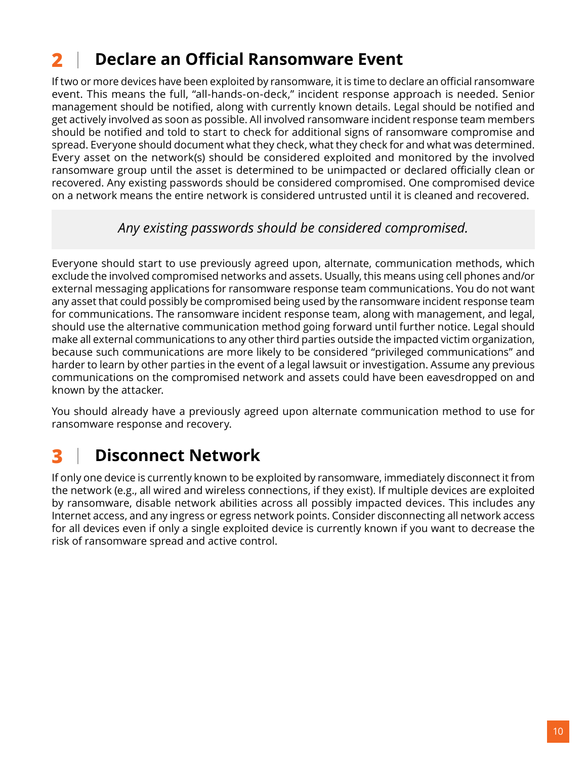## 2 | Declare an Official Ransomware Event

If two or more devices have been exploited by ransomware, it is time to declare an official ransomware event. This means the full, "all-hands-on-deck," incident response approach is needed. Senior management should be notified, along with currently known details. Legal should be notified and get actively involved as soon as possible. All involved ransomware incident response team members should be notified and told to start to check for additional signs of ransomware compromise and spread. Everyone should document what they check, what they check for and what was determined. Every asset on the network(s) should be considered exploited and monitored by the involved ransomware group until the asset is determined to be unimpacted or declared officially clean or recovered. Any existing passwords should be considered compromised. One compromised device on a network means the entire network is considered untrusted until it is cleaned and recovered.

> *Any existing passwords should be considered compromised.*

Everyone should start to use previously agreed upon, alternate, communication methods, which exclude the involved compromised networks and assets. Usually, this means using cell phones and/or external messaging applications for ransomware response team communications. You do not want any asset that could possibly be compromised being used by the ransomware incident response team for communications. The ransomware incident response team, along with management, and legal, should use the alternative communication method going forward until further notice. Legal should make all external communications to any other third parties outside the impacted victim organization, because such communications are more likely to be considered "privileged communications" and harder to learn by other parties in the event of a legal lawsuit or investigation. Assume any previous communications on the compromised network and assets could have been eavesdropped on and known by the attacker.

You should already have a previously agreed upon alternate communication method to use for ransomware response and recovery.

## 3 | Disconnect Network

If only one device is currently known to be exploited by ransomware, immediately disconnect it from the network (e.g., all wired and wireless connections, if they exist). If multiple devices are exploited by ransomware, disable network abilities across all possibly impacted devices. This includes any Internet access, and any ingress or egress network points. Consider disconnecting all network access for all devices even if only a single exploited device is currently known if you want to decrease the risk of ransomware spread and active control.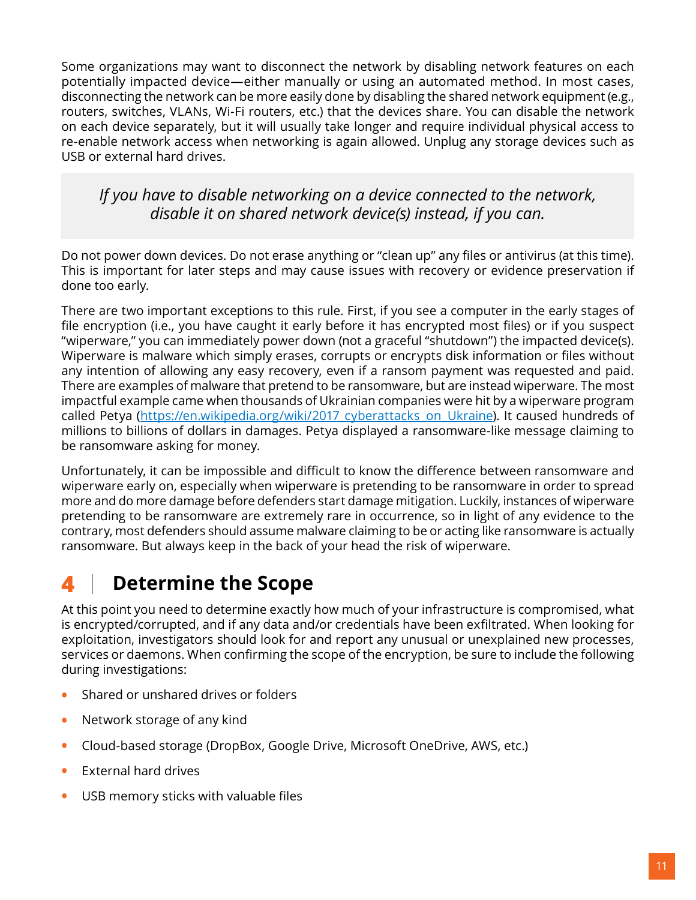Some organizations may want to disconnect the network by disabling network features on each potentially impacted device—either manually or using an automated method. In most cases, disconnecting the network can be more easily done by disabling the shared network equipment (e.g., routers, switches, VLANs, Wi-Fi routers, etc.) that the devices share. You can disable the network on each device separately, but it will usually take longer and require individual physical access to re-enable network access when networking is again allowed. Unplug any storage devices such as USB or external hard drives.

> *If you have to disable networking on a device connected to the network, disable it on shared network device(s) instead, if you can.*

Do not power down devices. Do not erase anything or "clean up" any files or antivirus (at this time). This is important for later steps and may cause issues with recovery or evidence preservation if done too early.

There are two important exceptions to this rule. First, if you see a computer in the early stages of file encryption (i.e., you have caught it early before it has encrypted most files) or if you suspect "wiperware," you can immediately power down (not a graceful "shutdown") the impacted device(s). Wiperware is malware which simply erases, corrupts or encrypts disk information or files without any intention of allowing any easy recovery, even if a ransom payment was requested and paid. There are examples of malware that pretend to be ransomware, but are instead wiperware. The most impactful example came when thousands of Ukrainian companies were hit by a wiperware program called Petya ([https://en.wikipedia.org/wiki/2017_cyberattacks_on_Ukraine](https://en.wikipedia.org/wiki/2017_cyberattacks_on_Ukraine)). It caused hundreds of millions to billions of dollars in damages. Petya displayed a ransomware-like message claiming to be ransomware asking for money.

Unfortunately, it can be impossible and difficult to know the difference between ransomware and wiperware early on, especially when wiperware is pretending to be ransomware in order to spread more and do more damage before defenders start damage mitigation. Luckily, instances of wiperware pretending to be ransomware are extremely rare in occurrence, so in light of any evidence to the contrary, most defenders should assume malware claiming to be or acting like ransomware is actually ransomware. But always keep in the back of your head the risk of wiperware.

## 4 | Determine the Scope

At this point you need to determine exactly how much of your infrastructure is compromised, what is encrypted/corrupted, and if any data and/or credentials have been exfiltrated. When looking for exploitation, investigators should look for and report any unusual or unexplained new processes, services or daemons. When confirming the scope of the encryption, be sure to include the following during investigations:

- Shared or unshared drives or folders
- Network storage of any kind
- Cloud-based storage (DropBox, Google Drive, Microsoft OneDrive, AWS, etc.)
- External hard drives
- USB memory sticks with valuable files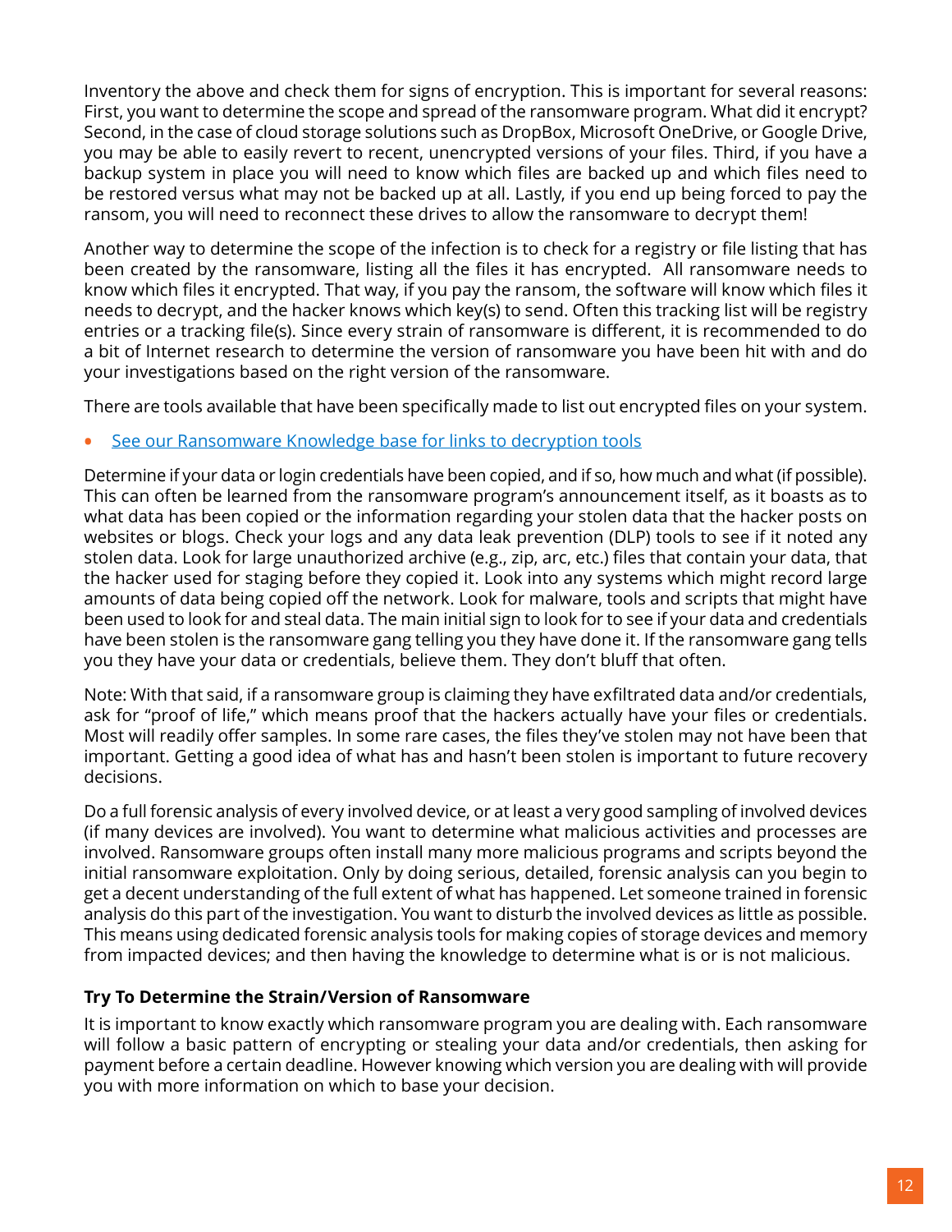Inventory the above and check them for signs of encryption. This is important for several reasons: First, you want to determine the scope and spread of the ransomware program. What did it encrypt? Second, in the case of cloud storage solutions such as DropBox, Microsoft OneDrive, or Google Drive, you may be able to easily revert to recent, unencrypted versions of your files. Third, if you have a backup system in place you will need to know which files are backed up and which files need to be restored versus what may not be backed up at all. Lastly, if you end up being forced to pay the ransom, you will need to reconnect these drives to allow the ransomware to decrypt them!

Another way to determine the scope of the infection is to check for a registry or file listing that has been created by the ransomware, listing all the files it has encrypted. All ransomware needs to know which files it encrypted. That way, if you pay the ransom, the software will know which files it needs to decrypt, and the hacker knows which key(s) to send. Often this tracking list will be registry entries or a tracking file(s). Since every strain of ransomware is different, it is recommended to do a bit of Internet research to determine the version of ransomware you have been hit with and do your investigations based on the right version of the ransomware.

There are tools available that have been specifically made to list out encrypted files on your system.

- See our Ransomware Knowledge base for links to decryption tools

Determine if your data or login credentials have been copied, and if so, how much and what (if possible). This can often be learned from the ransomware program's announcement itself, as it boasts as to what data has been copied or the information regarding your stolen data that the hacker posts on websites or blogs. Check your logs and any data leak prevention (DLP) tools to see if it noted any stolen data. Look for large unauthorized archive (e.g., zip, arc, etc.) files that contain your data, that the hacker used for staging before they copied it. Look into any systems which might record large amounts of data being copied off the network. Look for malware, tools and scripts that might have been used to look for and steal data. The main initial sign to look for to see if your data and credentials have been stolen is the ransomware gang telling you they have done it. If the ransomware gang tells you they have your data or credentials, believe them. They don't bluff that often.

Note: With that said, if a ransomware group is claiming they have exfiltrated data and/or credentials, ask for "proof of life," which means proof that the hackers actually have your files or credentials. Most will readily offer samples. In some rare cases, the files they've stolen may not have been that important. Getting a good idea of what has and hasn't been stolen is important to future recovery decisions.

Do a full forensic analysis of every involved device, or at least a very good sampling of involved devices (if many devices are involved). You want to determine what malicious activities and processes are involved. Ransomware groups often install many more malicious programs and scripts beyond the initial ransomware exploitation. Only by doing serious, detailed, forensic analysis can you begin to get a decent understanding of the full extent of what has happened. Let someone trained in forensic analysis do this part of the investigation. You want to disturb the involved devices as little as possible. This means using dedicated forensic analysis tools for making copies of storage devices and memory from impacted devices; and then having the knowledge to determine what is or is not malicious.

### Try To Determine the Strain/Version of Ransomware

It is important to know exactly which ransomware program you are dealing with. Each ransomware will follow a basic pattern of encrypting or stealing your data and/or credentials, then asking for payment before a certain deadline. However knowing which version you are dealing with will provide you with more information on which to base your decision.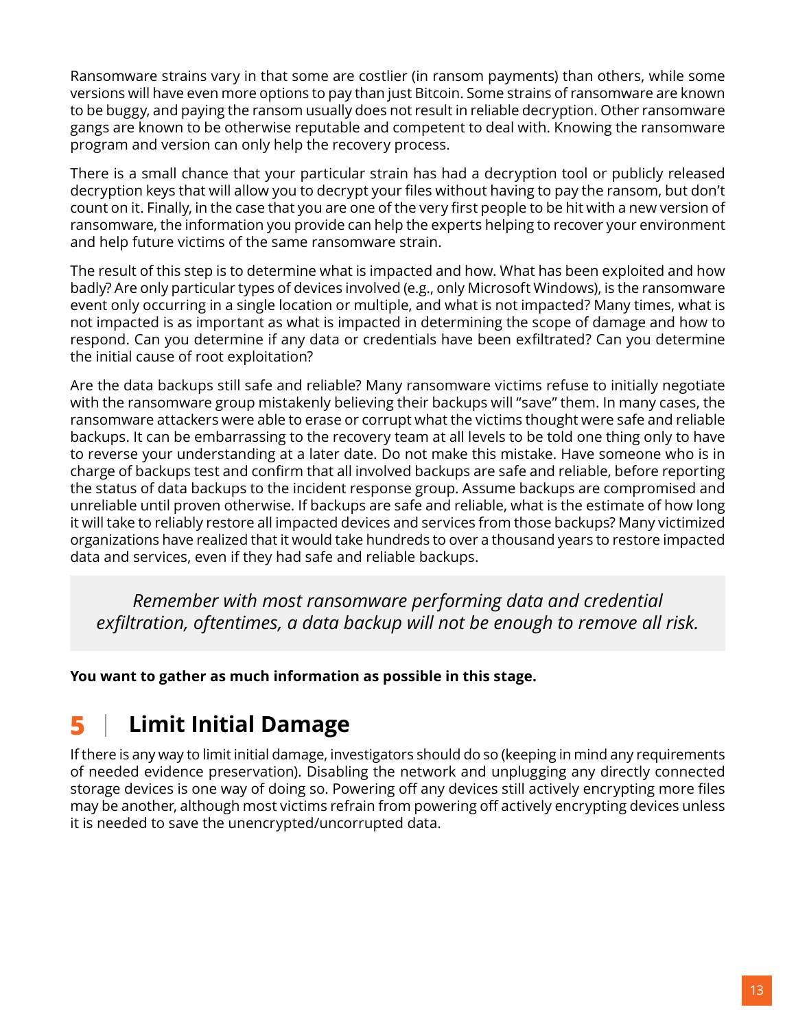Ransomware strains vary in that some are costlier (in ransom payments) than others, while some versions will have even more options to pay than just Bitcoin. Some strains of ransomware are known to be buggy, and paying the ransom usually does not result in reliable decryption. Other ransomware gangs are known to be otherwise reputable and competent to deal with. Knowing the ransomware program and version can only help the recovery process.

There is a small chance that your particular strain has had a decryption tool or publicly released decryption keys that will allow you to decrypt your files without having to pay the ransom, but don't count on it. Finally, in the case that you are one of the very first people to be hit with a new version of ransomware, the information you provide can help the experts helping to recover your environment and help future victims of the same ransomware strain.

The result of this step is to determine what is impacted and how. What has been exploited and how badly? Are only particular types of devices involved (e.g., only Microsoft Windows), is the ransomware event only occurring in a single location or multiple, and what is not impacted? Many times, what is not impacted is as important as what is impacted in determining the scope of damage and how to respond. Can you determine if any data or credentials have been exfiltrated? Can you determine the initial cause of root exploitation?

Are the data backups still safe and reliable? Many ransomware victims refuse to initially negotiate with the ransomware group mistakenly believing their backups will "save" them. In many cases, the ransomware attackers were able to erase or corrupt what the victims thought were safe and reliable backups. It can be embarrassing to the recovery team at all levels to be told one thing only to have to reverse your understanding at a later date. Do not make this mistake. Have someone who is in charge of backups test and confirm that all involved backups are safe and reliable, before reporting the status of data backups to the incident response group. Assume backups are compromised and unreliable until proven otherwise. If backups are safe and reliable, what is the estimate of how long it will take to reliably restore all impacted devices and services from those backups? Many victimized organizations have realized that it would take hundreds to over a thousand years to restore impacted data and services, even if they had safe and reliable backups.

> *Remember with most ransomware performing data and credential exfiltration, oftentimes, a data backup will not be enough to remove all risk.*

**You want to gather as much information as possible in this stage.**

## 5 | Limit Initial Damage

If there is any way to limit initial damage, investigators should do so (keeping in mind any requirements of needed evidence preservation). Disabling the network and unplugging any directly connected storage devices is one way of doing so. Powering off any devices still actively encrypting more files may be another, although most victims refrain from powering off actively encrypting devices unless it is needed to save the unencrypted/uncorrupted data.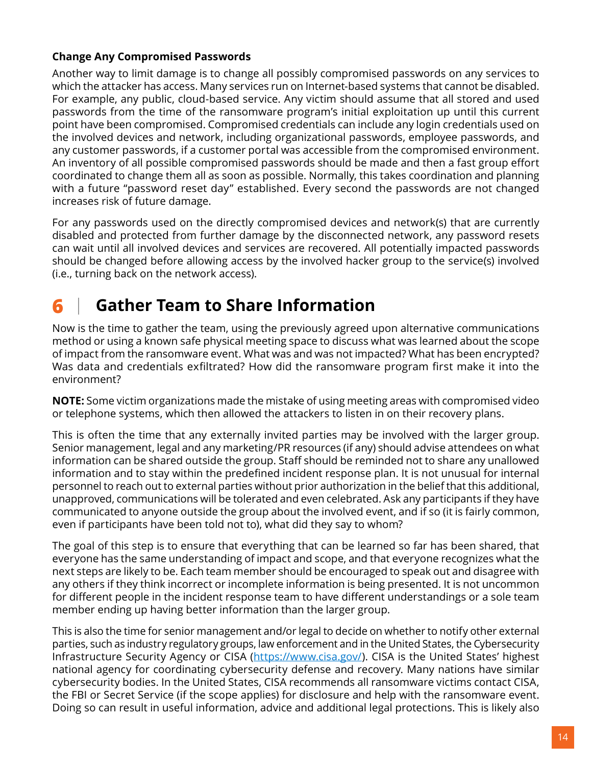### Change Any Compromised Passwords

Another way to limit damage is to change all possibly compromised passwords on any services to which the attacker has access. Many services run on Internet-based systems that cannot be disabled. For example, any public, cloud-based service. Any victim should assume that all stored and used passwords from the time of the ransomware program's initial exploitation up until this current point have been compromised. Compromised credentials can include any login credentials used on the involved devices and network, including organizational passwords, employee passwords, and any customer passwords, if a customer portal was accessible from the compromised environment. An inventory of all possible compromised passwords should be made and then a fast group effort coordinated to change them all as soon as possible. Normally, this takes coordination and planning with a future "password reset day" established. Every second the passwords are not changed increases risk of future damage.

For any passwords used on the directly compromised devices and network(s) that are currently disabled and protected from further damage by the disconnected network, any password resets can wait until all involved devices and services are recovered. All potentially impacted passwords should be changed before allowing access by the involved hacker group to the service(s) involved (i.e., turning back on the network access).

## 6 | Gather Team to Share Information

Now is the time to gather the team, using the previously agreed upon alternative communications method or using a known safe physical meeting space to discuss what was learned about the scope of impact from the ransomware event. What was and was not impacted? What has been encrypted? Was data and credentials exfiltrated? How did the ransomware program first make it into the environment?

**NOTE:** Some victim organizations made the mistake of using meeting areas with compromised video or telephone systems, which then allowed the attackers to listen in on their recovery plans.

This is often the time that any externally invited parties may be involved with the larger group. Senior management, legal and any marketing/PR resources (if any) should advise attendees on what information can be shared outside the group. Staff should be reminded not to share any unallowed information and to stay within the predefined incident response plan. It is not unusual for internal personnel to reach out to external parties without prior authorization in the belief that this additional, unapproved, communications will be tolerated and even celebrated. Ask any participants if they have communicated to anyone outside the group about the involved event, and if so (it is fairly common, even if participants have been told not to), what did they say to whom?

The goal of this step is to ensure that everything that can be learned so far has been shared, that everyone has the same understanding of impact and scope, and that everyone recognizes what the next steps are likely to be. Each team member should be encouraged to speak out and disagree with any others if they think incorrect or incomplete information is being presented. It is not uncommon for different people in the incident response team to have different understandings or a sole team member ending up having better information than the larger group.

This is also the time for senior management and/or legal to decide on whether to notify other external parties, such as industry regulatory groups, law enforcement and in the United States, the Cybersecurity Infrastructure Security Agency or CISA (https://www.cisa.gov/). CISA is the United States' highest national agency for coordinating cybersecurity defense and recovery. Many nations have similar cybersecurity bodies. In the United States, CISA recommends all ransomware victims contact CISA, the FBI or Secret Service (if the scope applies) for disclosure and help with the ransomware event. Doing so can result in useful information, advice and additional legal protections. This is likely also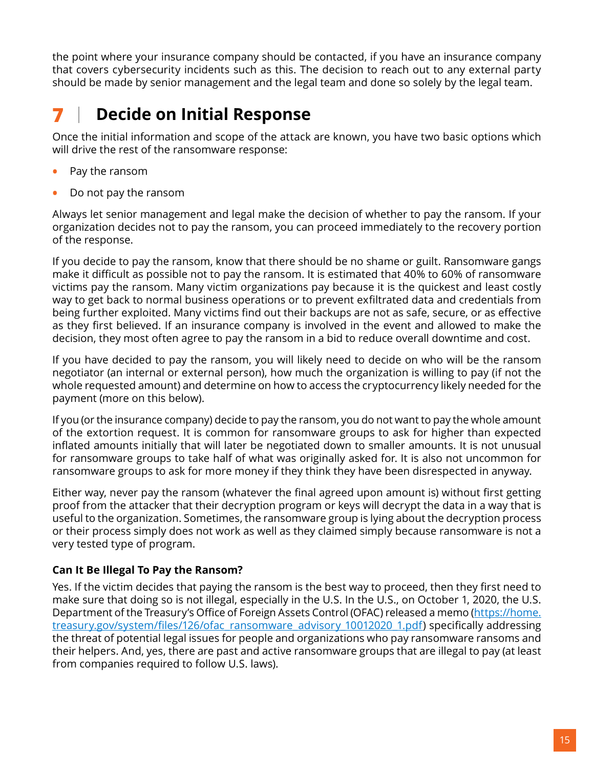the point where your insurance company should be contacted, if you have an insurance company that covers cybersecurity incidents such as this. The decision to reach out to any external party should be made by senior management and the legal team and done so solely by the legal team.

## 7 | Decide on Initial Response

Once the initial information and scope of the attack are known, you have two basic options which will drive the rest of the ransomware response:

- Pay the ransom
- Do not pay the ransom

Always let senior management and legal make the decision of whether to pay the ransom. If your organization decides not to pay the ransom, you can proceed immediately to the recovery portion of the response.

If you decide to pay the ransom, know that there should be no shame or guilt. Ransomware gangs make it difficult as possible not to pay the ransom. It is estimated that 40% to 60% of ransomware victims pay the ransom. Many victim organizations pay because it is the quickest and least costly way to get back to normal business operations or to prevent exfiltrated data and credentials from being further exploited. Many victims find out their backups are not as safe, secure, or as effective as they first believed. If an insurance company is involved in the event and allowed to make the decision, they most often agree to pay the ransom in a bid to reduce overall downtime and cost.

If you have decided to pay the ransom, you will likely need to decide on who will be the ransom negotiator (an internal or external person), how much the organization is willing to pay (if not the whole requested amount) and determine on how to access the cryptocurrency likely needed for the payment (more on this below).

If you (or the insurance company) decide to pay the ransom, you do not want to pay the whole amount of the extortion request. It is common for ransomware groups to ask for higher than expected inflated amounts initially that will later be negotiated down to smaller amounts. It is not unusual for ransomware groups to take half of what was originally asked for. It is also not uncommon for ransomware groups to ask for more money if they think they have been disrespected in anyway.

Either way, never pay the ransom (whatever the final agreed upon amount is) without first getting proof from the attacker that their decryption program or keys will decrypt the data in a way that is useful to the organization. Sometimes, the ransomware group is lying about the decryption process or their process simply does not work as well as they claimed simply because ransomware is not a very tested type of program.

### Can It Be Illegal To Pay the Ransom?

Yes. If the victim decides that paying the ransom is the best way to proceed, then they first need to make sure that doing so is not illegal, especially in the U.S. In the U.S., on October 1, 2020, the U.S. Department of the Treasury's Office of Foreign Assets Control (OFAC) released a memo (https://home.treasury.gov/system/files/126/ofac_ransomware_advisory_10012020_1.pdf) specifically addressing the threat of potential legal issues for people and organizations who pay ransomware ransoms and their helpers. And, yes, there are past and active ransomware groups that are illegal to pay (at least from companies required to follow U.S. laws).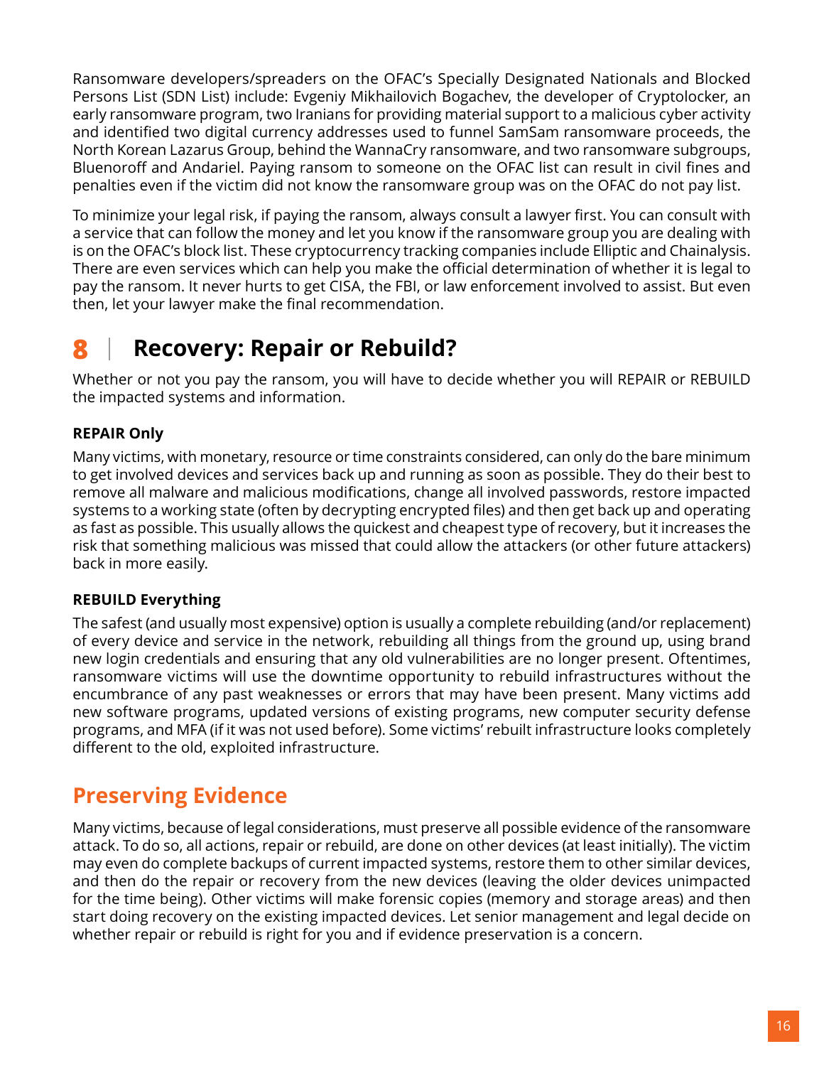Ransomware developers/spreaders on the OFAC's Specially Designated Nationals and Blocked Persons List (SDN List) include: Evgeniy Mikhailovich Bogachev, the developer of Cryptolocker, an early ransomware program, two Iranians for providing material support to a malicious cyber activity and identified two digital currency addresses used to funnel SamSam ransomware proceeds, the North Korean Lazarus Group, behind the WannaCry ransomware, and two ransomware subgroups, Bluenoroff and Andariel. Paying ransom to someone on the OFAC list can result in civil fines and penalties even if the victim did not know the ransomware group was on the OFAC do not pay list.

To minimize your legal risk, if paying the ransom, always consult a lawyer first. You can consult with a service that can follow the money and let you know if the ransomware group you are dealing with is on the OFAC's block list. These cryptocurrency tracking companies include Elliptic and Chainalysis. There are even services which can help you make the official determination of whether it is legal to pay the ransom. It never hurts to get CISA, the FBI, or law enforcement involved to assist. But even then, let your lawyer make the final recommendation.

# 8 | Recovery: Repair or Rebuild?

Whether or not you pay the ransom, you will have to decide whether you will REPAIR or REBUILD the impacted systems and information.

**REPAIR Only**

Many victims, with monetary, resource or time constraints considered, can only do the bare minimum to get involved devices and services back up and running as soon as possible. They do their best to remove all malware and malicious modifications, change all involved passwords, restore impacted systems to a working state (often by decrypting encrypted files) and then get back up and operating as fast as possible. This usually allows the quickest and cheapest type of recovery, but it increases the risk that something malicious was missed that could allow the attackers (or other future attackers) back in more easily.

**REBUILD Everything**

The safest (and usually most expensive) option is usually a complete rebuilding (and/or replacement) of every device and service in the network, rebuilding all things from the ground up, using brand new login credentials and ensuring that any old vulnerabilities are no longer present. Oftentimes, ransomware victims will use the downtime opportunity to rebuild infrastructures without the encumbrance of any past weaknesses or errors that may have been present. Many victims add new software programs, updated versions of existing programs, new computer security defense programs, and MFA (if it was not used before). Some victims' rebuilt infrastructure looks completely different to the old, exploited infrastructure.

## Preserving Evidence

Many victims, because of legal considerations, must preserve all possible evidence of the ransomware attack. To do so, all actions, repair or rebuild, are done on other devices (at least initially). The victim may even do complete backups of current impacted systems, restore them to other similar devices, and then do the repair or recovery from the new devices (leaving the older devices unimpacted for the time being). Other victims will make forensic copies (memory and storage areas) and then start doing recovery on the existing impacted devices. Let senior management and legal decide on whether repair or rebuild is right for you and if evidence preservation is a concern.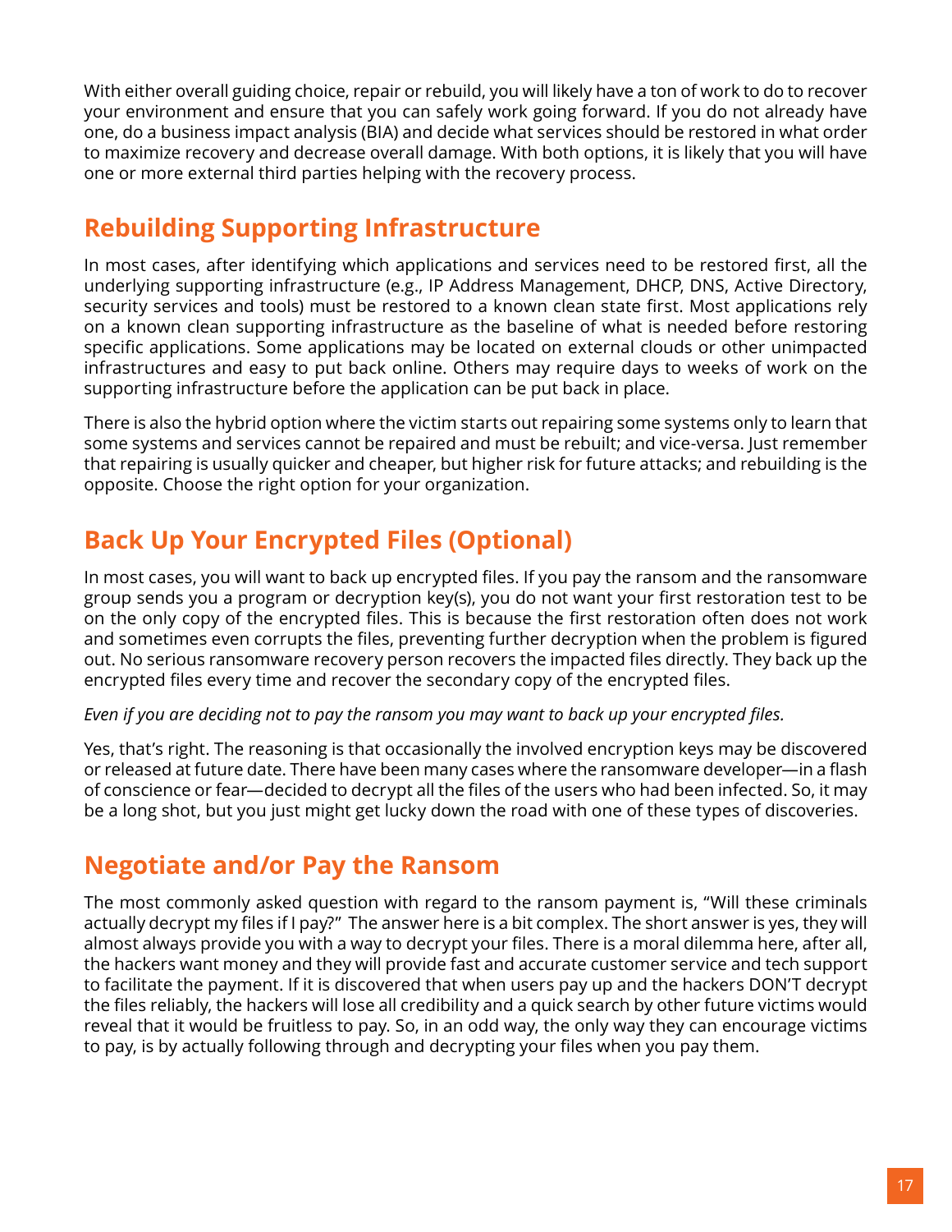With either overall guiding choice, repair or rebuild, you will likely have a ton of work to do to recover your environment and ensure that you can safely work going forward. If you do not already have one, do a business impact analysis (BIA) and decide what services should be restored in what order to maximize recovery and decrease overall damage. With both options, it is likely that you will have one or more external third parties helping with the recovery process.

## Rebuilding Supporting Infrastructure

In most cases, after identifying which applications and services need to be restored first, all the underlying supporting infrastructure (e.g., IP Address Management, DHCP, DNS, Active Directory, security services and tools) must be restored to a known clean state first. Most applications rely on a known clean supporting infrastructure as the baseline of what is needed before restoring specific applications. Some applications may be located on external clouds or other unimpacted infrastructures and easy to put back online. Others may require days to weeks of work on the supporting infrastructure before the application can be put back in place.

There is also the hybrid option where the victim starts out repairing some systems only to learn that some systems and services cannot be repaired and must be rebuilt; and vice-versa. Just remember that repairing is usually quicker and cheaper, but higher risk for future attacks; and rebuilding is the opposite. Choose the right option for your organization.

## Back Up Your Encrypted Files (Optional)

In most cases, you will want to back up encrypted files. If you pay the ransom and the ransomware group sends you a program or decryption key(s), you do not want your first restoration test to be on the only copy of the encrypted files. This is because the first restoration often does not work and sometimes even corrupts the files, preventing further decryption when the problem is figured out. No serious ransomware recovery person recovers the impacted files directly. They back up the encrypted files every time and recover the secondary copy of the encrypted files.

*Even if you are deciding not to pay the ransom you may want to back up your encrypted files.*

Yes, that's right. The reasoning is that occasionally the involved encryption keys may be discovered or released at future date. There have been many cases where the ransomware developer—in a flash of conscience or fear—decided to decrypt all the files of the users who had been infected. So, it may be a long shot, but you just might get lucky down the road with one of these types of discoveries.

## Negotiate and/or Pay the Ransom

The most commonly asked question with regard to the ransom payment is, "Will these criminals actually decrypt my files if I pay?" The answer here is a bit complex. The short answer is yes, they will almost always provide you with a way to decrypt your files. There is a moral dilemma here, after all, the hackers want money and they will provide fast and accurate customer service and tech support to facilitate the payment. If it is discovered that when users pay up and the hackers DON'T decrypt the files reliably, the hackers will lose all credibility and a quick search by other future victims would reveal that it would be fruitless to pay. So, in an odd way, the only way they can encourage victims to pay, is by actually following through and decrypting your files when you pay them.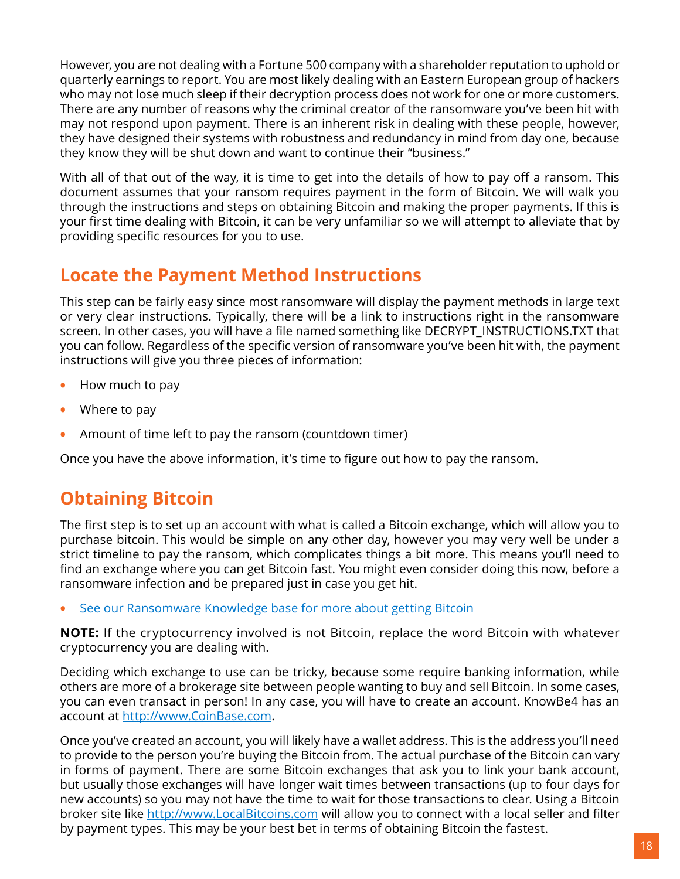However, you are not dealing with a Fortune 500 company with a shareholder reputation to uphold or quarterly earnings to report. You are most likely dealing with an Eastern European group of hackers who may not lose much sleep if their decryption process does not work for one or more customers. There are any number of reasons why the criminal creator of the ransomware you've been hit with may not respond upon payment. There is an inherent risk in dealing with these people, however, they have designed their systems with robustness and redundancy in mind from day one, because they know they will be shut down and want to continue their "business."

With all of that out of the way, it is time to get into the details of how to pay off a ransom. This document assumes that your ransom requires payment in the form of Bitcoin. We will walk you through the instructions and steps on obtaining Bitcoin and making the proper payments. If this is your first time dealing with Bitcoin, it can be very unfamiliar so we will attempt to alleviate that by providing specific resources for you to use.

## Locate the Payment Method Instructions

This step can be fairly easy since most ransomware will display the payment methods in large text or very clear instructions. Typically, there will be a link to instructions right in the ransomware screen. In other cases, you will have a file named something like DECRYPT_INSTRUCTIONS.TXT that you can follow. Regardless of the specific version of ransomware you've been hit with, the payment instructions will give you three pieces of information:

- How much to pay
- Where to pay
- Amount of time left to pay the ransom (countdown timer)

Once you have the above information, it's time to figure out how to pay the ransom.

## Obtaining Bitcoin

The first step is to set up an account with what is called a Bitcoin exchange, which will allow you to purchase bitcoin. This would be simple on any other day, however you may very well be under a strict timeline to pay the ransom, which complicates things a bit more. This means you'll need to find an exchange where you can get Bitcoin fast. You might even consider doing this now, before a ransomware infection and be prepared just in case you get hit.

- See our Ransomware Knowledge base for more about getting Bitcoin

**NOTE:** If the cryptocurrency involved is not Bitcoin, replace the word Bitcoin with whatever cryptocurrency you are dealing with.

Deciding which exchange to use can be tricky, because some require banking information, while others are more of a brokerage site between people wanting to buy and sell Bitcoin. In some cases, you can even transact in person! In any case, you will have to create an account. KnowBe4 has an account at http://www.CoinBase.com.

Once you've created an account, you will likely have a wallet address. This is the address you'll need to provide to the person you're buying the Bitcoin from. The actual purchase of the Bitcoin can vary in forms of payment. There are some Bitcoin exchanges that ask you to link your bank account, but usually those exchanges will have longer wait times between transactions (up to four days for new accounts) so you may not have the time to wait for those transactions to clear. Using a Bitcoin broker site like http://www.LocalBitcoins.com will allow you to connect with a local seller and filter by payment types. This may be your best bet in terms of obtaining Bitcoin the fastest.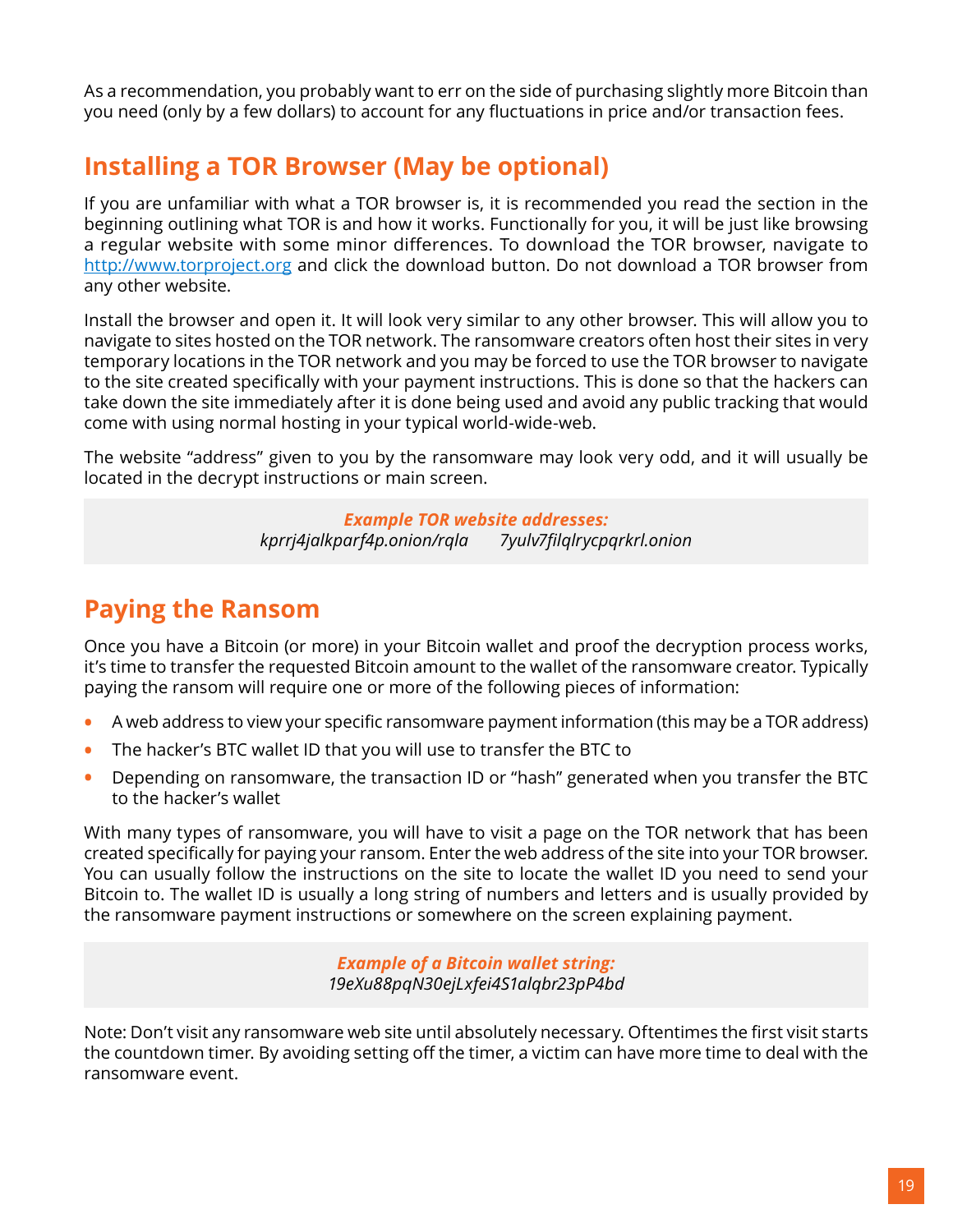As a recommendation, you probably want to err on the side of purchasing slightly more Bitcoin than you need (only by a few dollars) to account for any fluctuations in price and/or transaction fees.

## Installing a TOR Browser (May be optional)

If you are unfamiliar with what a TOR browser is, it is recommended you read the section in the beginning outlining what TOR is and how it works. Functionally for you, it will be just like browsing a regular website with some minor differences. To download the TOR browser, navigate to http://www.torproject.org and click the download button. Do not download a TOR browser from any other website.

Install the browser and open it. It will look very similar to any other browser. This will allow you to navigate to sites hosted on the TOR network. The ransomware creators often host their sites in very temporary locations in the TOR network and you may be forced to use the TOR browser to navigate to the site created specifically with your payment instructions. This is done so that the hackers can take down the site immediately after it is done being used and avoid any public tracking that would come with using normal hosting in your typical world-wide-web.

The website "address" given to you by the ransomware may look very odd, and it will usually be located in the decrypt instructions or main screen.

> ***Example TOR website addresses:***
> *kprrj4jalkparf4p.onion/rqla* *7yulv7filqlrycpqrkrl.onion*

## Paying the Ransom

Once you have a Bitcoin (or more) in your Bitcoin wallet and proof the decryption process works, it's time to transfer the requested Bitcoin amount to the wallet of the ransomware creator. Typically paying the ransom will require one or more of the following pieces of information:

- A web address to view your specific ransomware payment information (this may be a TOR address)
- The hacker's BTC wallet ID that you will use to transfer the BTC to
- Depending on ransomware, the transaction ID or "hash" generated when you transfer the BTC to the hacker's wallet

With many types of ransomware, you will have to visit a page on the TOR network that has been created specifically for paying your ransom. Enter the web address of the site into your TOR browser. You can usually follow the instructions on the site to locate the wallet ID you need to send your Bitcoin to. The wallet ID is usually a long string of numbers and letters and is usually provided by the ransomware payment instructions or somewhere on the screen explaining payment.

> ***Example of a Bitcoin wallet string:***
> *19eXu88pqN30ejLxfei4S1alqbr23pP4bd*

Note: Don't visit any ransomware web site until absolutely necessary. Oftentimes the first visit starts the countdown timer. By avoiding setting off the timer, a victim can have more time to deal with the ransomware event.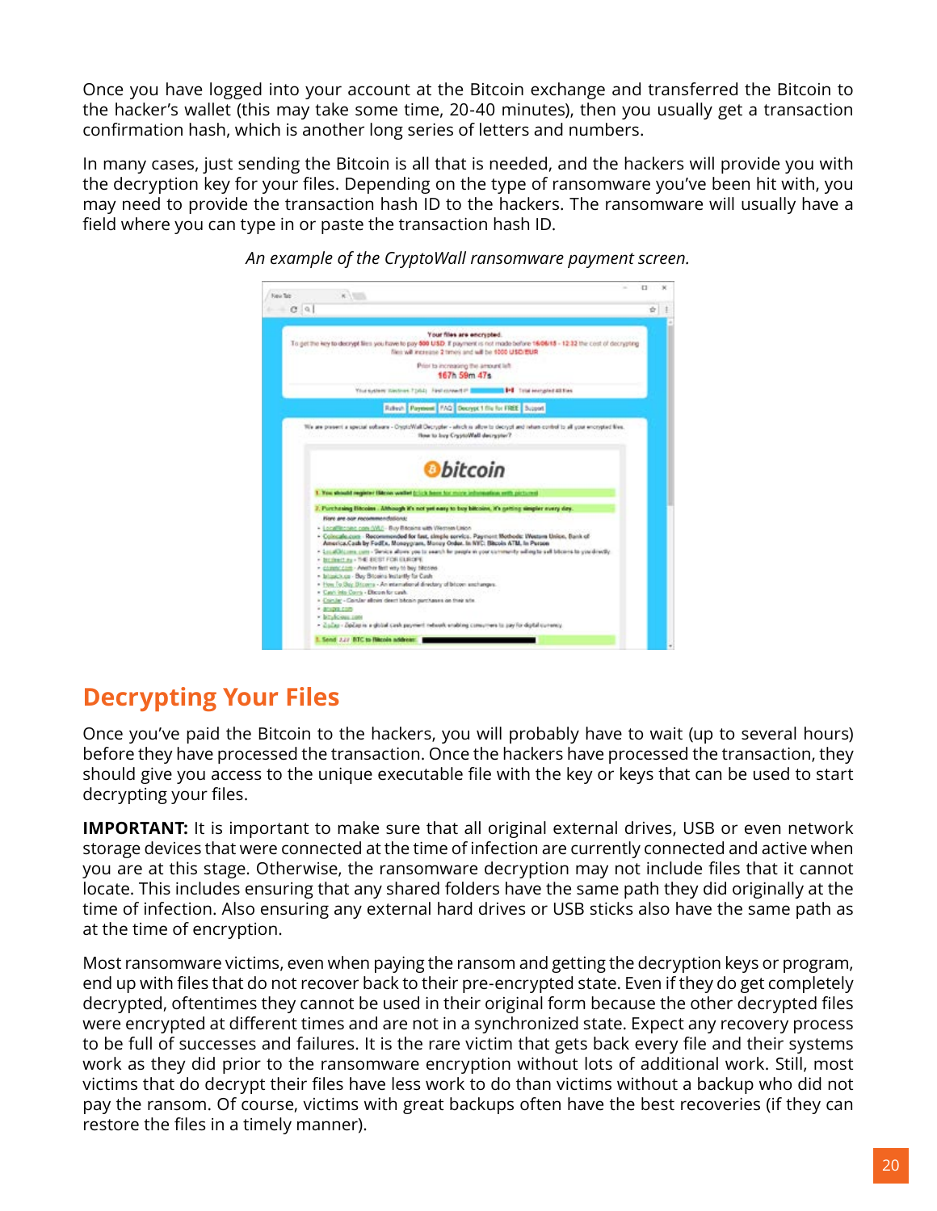Once you have logged into your account at the Bitcoin exchange and transferred the Bitcoin to the hacker's wallet (this may take some time, 20-40 minutes), then you usually get a transaction confirmation hash, which is another long series of letters and numbers.

In many cases, just sending the Bitcoin is all that is needed, and the hackers will provide you with the decryption key for your files. Depending on the type of ransomware you've been hit with, you may need to provide the transaction hash ID to the hackers. The ransomware will usually have a field where you can type in or paste the transaction hash ID.

*An example of the CryptoWall ransomware payment screen.*

## Decrypting Your Files

Once you've paid the Bitcoin to the hackers, you will probably have to wait (up to several hours) before they have processed the transaction. Once the hackers have processed the transaction, they should give you access to the unique executable file with the key or keys that can be used to start decrypting your files.

**IMPORTANT:** It is important to make sure that all original external drives, USB or even network storage devices that were connected at the time of infection are currently connected and active when you are at this stage. Otherwise, the ransomware decryption may not include files that it cannot locate. This includes ensuring that any shared folders have the same path they did originally at the time of infection. Also ensuring any external hard drives or USB sticks also have the same path as at the time of encryption.

Most ransomware victims, even when paying the ransom and getting the decryption keys or program, end up with files that do not recover back to their pre-encrypted state. Even if they do get completely decrypted, oftentimes they cannot be used in their original form because the other decrypted files were encrypted at different times and are not in a synchronized state. Expect any recovery process to be full of successes and failures. It is the rare victim that gets back every file and their systems work as they did prior to the ransomware encryption without lots of additional work. Still, most victims that do decrypt their files have less work to do than victims without a backup who did not pay the ransom. Of course, victims with great backups often have the best recoveries (if they can restore the files in a timely manner).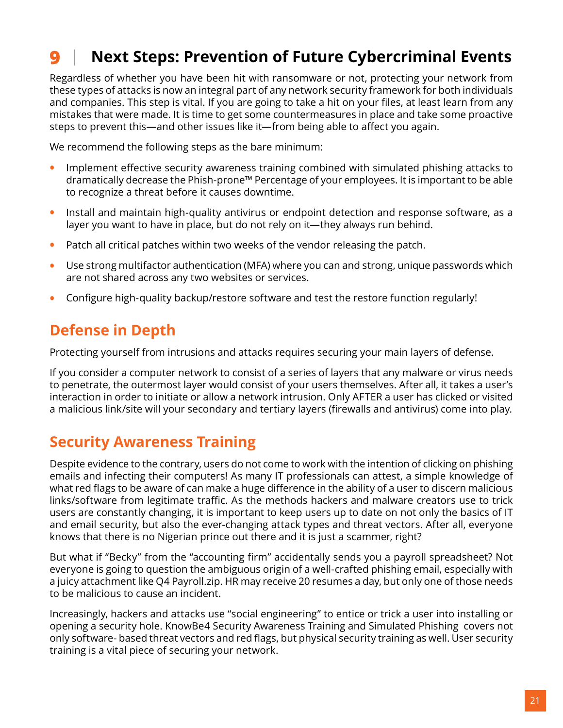# 9 | Next Steps: Prevention of Future Cybercriminal Events

Regardless of whether you have been hit with ransomware or not, protecting your network from these types of attacks is now an integral part of any network security framework for both individuals and companies. This step is vital. If you are going to take a hit on your files, at least learn from any mistakes that were made. It is time to get some countermeasures in place and take some proactive steps to prevent this—and other issues like it—from being able to affect you again.

We recommend the following steps as the bare minimum:

- Implement effective security awareness training combined with simulated phishing attacks to dramatically decrease the Phish-prone™ Percentage of your employees. It is important to be able to recognize a threat before it causes downtime.
- Install and maintain high-quality antivirus or endpoint detection and response software, as a layer you want to have in place, but do not rely on it—they always run behind.
- Patch all critical patches within two weeks of the vendor releasing the patch.
- Use strong multifactor authentication (MFA) where you can and strong, unique passwords which are not shared across any two websites or services.
- Configure high-quality backup/restore software and test the restore function regularly!

## Defense in Depth

Protecting yourself from intrusions and attacks requires securing your main layers of defense.

If you consider a computer network to consist of a series of layers that any malware or virus needs to penetrate, the outermost layer would consist of your users themselves. After all, it takes a user's interaction in order to initiate or allow a network intrusion. Only AFTER a user has clicked or visited a malicious link/site will your secondary and tertiary layers (firewalls and antivirus) come into play.

## Security Awareness Training

Despite evidence to the contrary, users do not come to work with the intention of clicking on phishing emails and infecting their computers! As many IT professionals can attest, a simple knowledge of what red flags to be aware of can make a huge difference in the ability of a user to discern malicious links/software from legitimate traffic. As the methods hackers and malware creators use to trick users are constantly changing, it is important to keep users up to date on not only the basics of IT and email security, but also the ever-changing attack types and threat vectors. After all, everyone knows that there is no Nigerian prince out there and it is just a scammer, right?

But what if "Becky" from the "accounting firm" accidentally sends you a payroll spreadsheet? Not everyone is going to question the ambiguous origin of a well-crafted phishing email, especially with a juicy attachment like Q4 Payroll.zip. HR may receive 20 resumes a day, but only one of those needs to be malicious to cause an incident.

Increasingly, hackers and attacks use "social engineering" to entice or trick a user into installing or opening a security hole. KnowBe4 Security Awareness Training and Simulated Phishing covers not only software- based threat vectors and red flags, but physical security training as well. User security training is a vital piece of securing your network.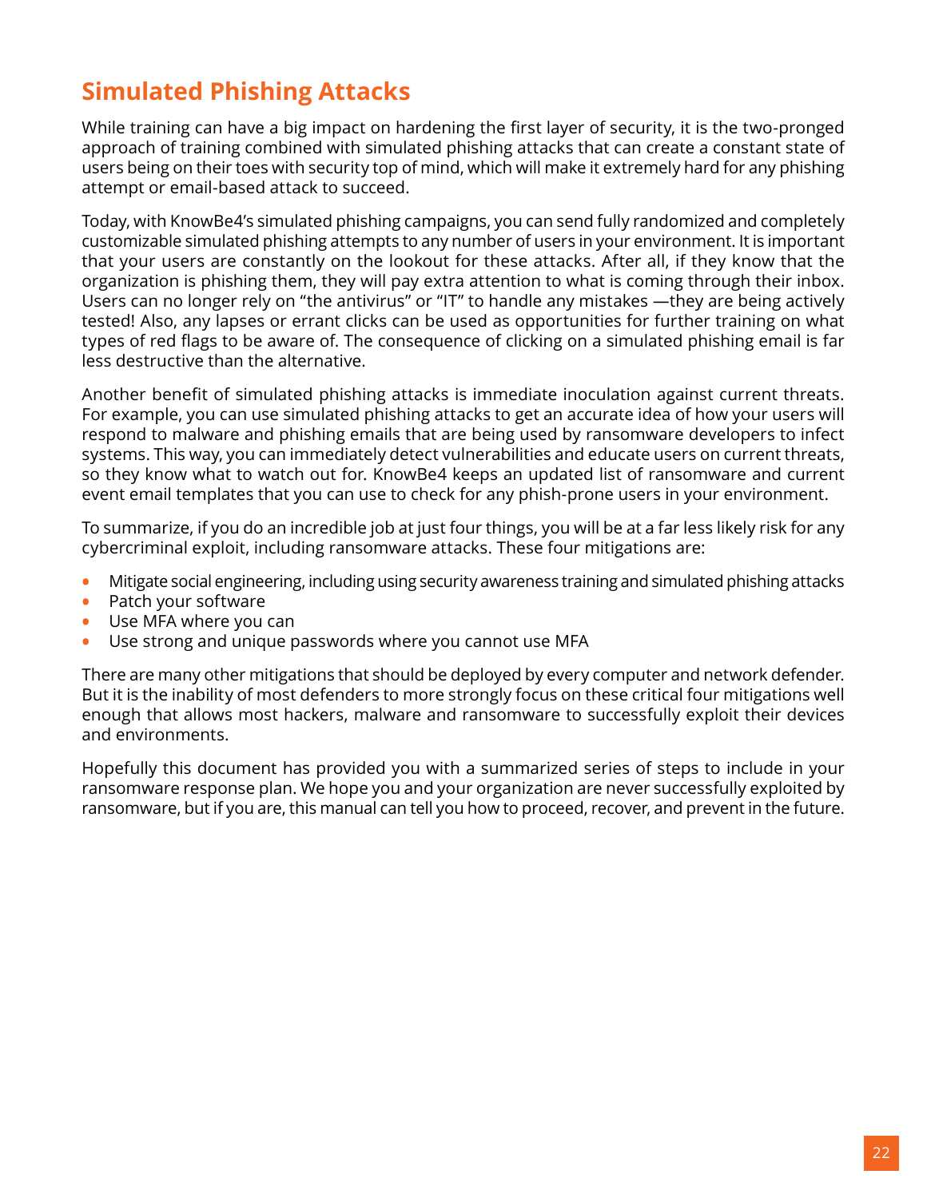## Simulated Phishing Attacks

While training can have a big impact on hardening the first layer of security, it is the two-pronged approach of training combined with simulated phishing attacks that can create a constant state of users being on their toes with security top of mind, which will make it extremely hard for any phishing attempt or email-based attack to succeed.

Today, with KnowBe4's simulated phishing campaigns, you can send fully randomized and completely customizable simulated phishing attempts to any number of users in your environment. It is important that your users are constantly on the lookout for these attacks. After all, if they know that the organization is phishing them, they will pay extra attention to what is coming through their inbox. Users can no longer rely on "the antivirus" or "IT" to handle any mistakes —they are being actively tested! Also, any lapses or errant clicks can be used as opportunities for further training on what types of red flags to be aware of. The consequence of clicking on a simulated phishing email is far less destructive than the alternative.

Another benefit of simulated phishing attacks is immediate inoculation against current threats. For example, you can use simulated phishing attacks to get an accurate idea of how your users will respond to malware and phishing emails that are being used by ransomware developers to infect systems. This way, you can immediately detect vulnerabilities and educate users on current threats, so they know what to watch out for. KnowBe4 keeps an updated list of ransomware and current event email templates that you can use to check for any phish-prone users in your environment.

To summarize, if you do an incredible job at just four things, you will be at a far less likely risk for any cybercriminal exploit, including ransomware attacks. These four mitigations are:

- Mitigate social engineering, including using security awareness training and simulated phishing attacks
- Patch your software
- Use MFA where you can
- Use strong and unique passwords where you cannot use MFA

There are many other mitigations that should be deployed by every computer and network defender. But it is the inability of most defenders to more strongly focus on these critical four mitigations well enough that allows most hackers, malware and ransomware to successfully exploit their devices and environments.

Hopefully this document has provided you with a summarized series of steps to include in your ransomware response plan. We hope you and your organization are never successfully exploited by ransomware, but if you are, this manual can tell you how to proceed, recover, and prevent in the future.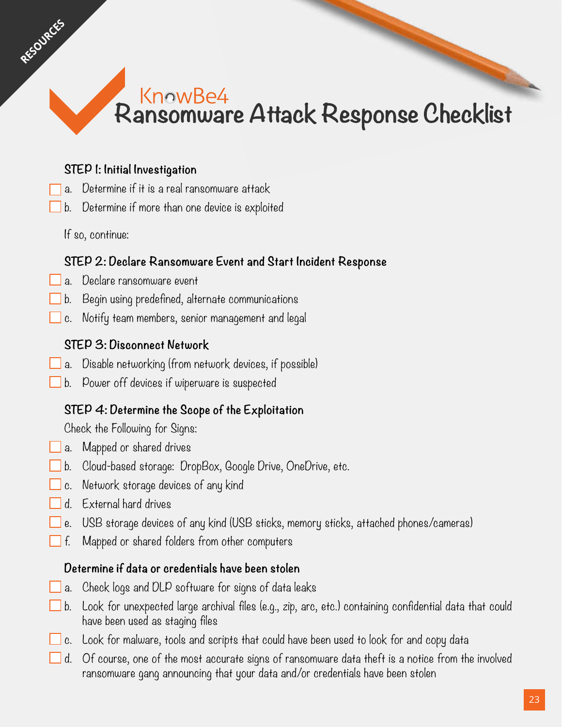# KnowBe4 Ransomware Attack Response Checklist

### STEP 1: Initial Investigation

- [ ] a. Determine if it is a real ransomware attack
- [ ] b. Determine if more than one device is exploited

If so, continue:

### STEP 2: Declare Ransomware Event and Start Incident Response

- [ ] a. Declare ransomware event
- [ ] b. Begin using predefined, alternate communications
- [ ] c. Notify team members, senior management and legal

### STEP 3: Disconnect Network

- [ ] a. Disable networking (from network devices, if possible)
- [ ] b. Power off devices if wiperware is suspected

### STEP 4: Determine the Scope of the Exploitation

Check the Following for Signs:

- [ ] a. Mapped or shared drives
- [ ] b. Cloud-based storage: DropBox, Google Drive, OneDrive, etc.
- [ ] c. Network storage devices of any kind
- [ ] d. External hard drives
- [ ] e. USB storage devices of any kind (USB sticks, memory sticks, attached phones/cameras)
- [ ] f. Mapped or shared folders from other computers

### Determine if data or credentials have been stolen

- [ ] a. Check logs and DLP software for signs of data leaks
- [ ] b. Look for unexpected large archival files (e.g., zip, arc, etc.) containing confidential data that could have been used as staging files
- [ ] c. Look for malware, tools and scripts that could have been used to look for and copy data
- [ ] d. Of course, one of the most accurate signs of ransomware data theft is a notice from the involved ransomware gang announcing that your data and/or credentials have been stolen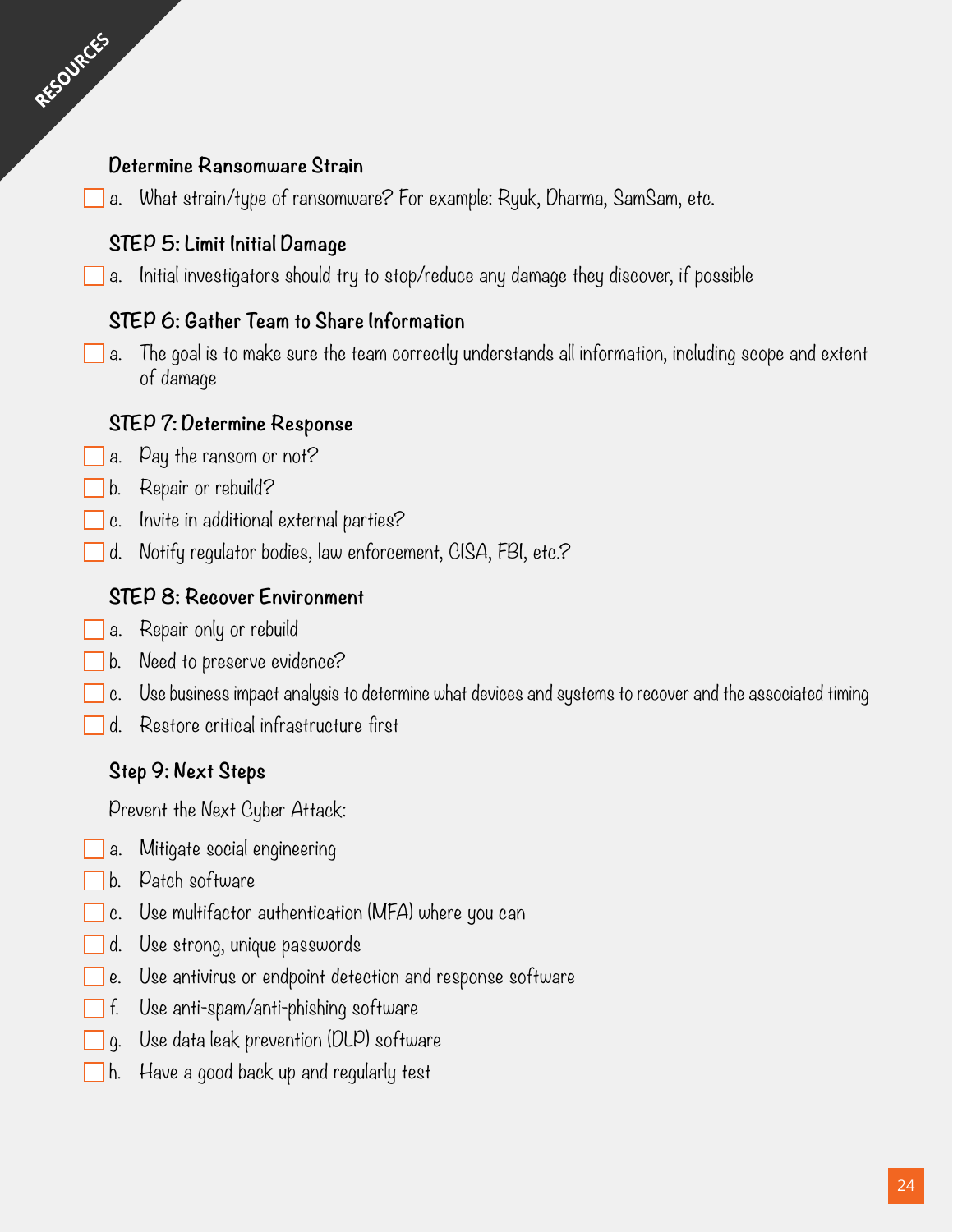### Determine Ransomware Strain

- [ ] a. What strain/type of ransomware? For example: Ryuk, Dharma, SamSam, etc.

### STEP 5: Limit Initial Damage

- [ ] a. Initial investigators should try to stop/reduce any damage they discover, if possible

### STEP 6: Gather Team to Share Information

- [ ] a. The goal is to make sure the team correctly understands all information, including scope and extent of damage

### STEP 7: Determine Response

- [ ] a. Pay the ransom or not?
- [ ] b. Repair or rebuild?
- [ ] c. Invite in additional external parties?
- [ ] d. Notify regulator bodies, law enforcement, CISA, FBI, etc.?

### STEP 8: Recover Environment

- [ ] a. Repair only or rebuild
- [ ] b. Need to preserve evidence?
- [ ] c. Use business impact analysis to determine what devices and systems to recover and the associated timing
- [ ] d. Restore critical infrastructure first

### Step 9: Next Steps

Prevent the Next Cyber Attack:

- [ ] a. Mitigate social engineering
- [ ] b. Patch software
- [ ] c. Use multifactor authentication (MFA) where you can
- [ ] d. Use strong, unique passwords
- [ ] e. Use antivirus or endpoint detection and response software
- [ ] f. Use anti-spam/anti-phishing software
- [ ] g. Use data leak prevention (DLP) software
- [ ] h. Have a good back up and regularly test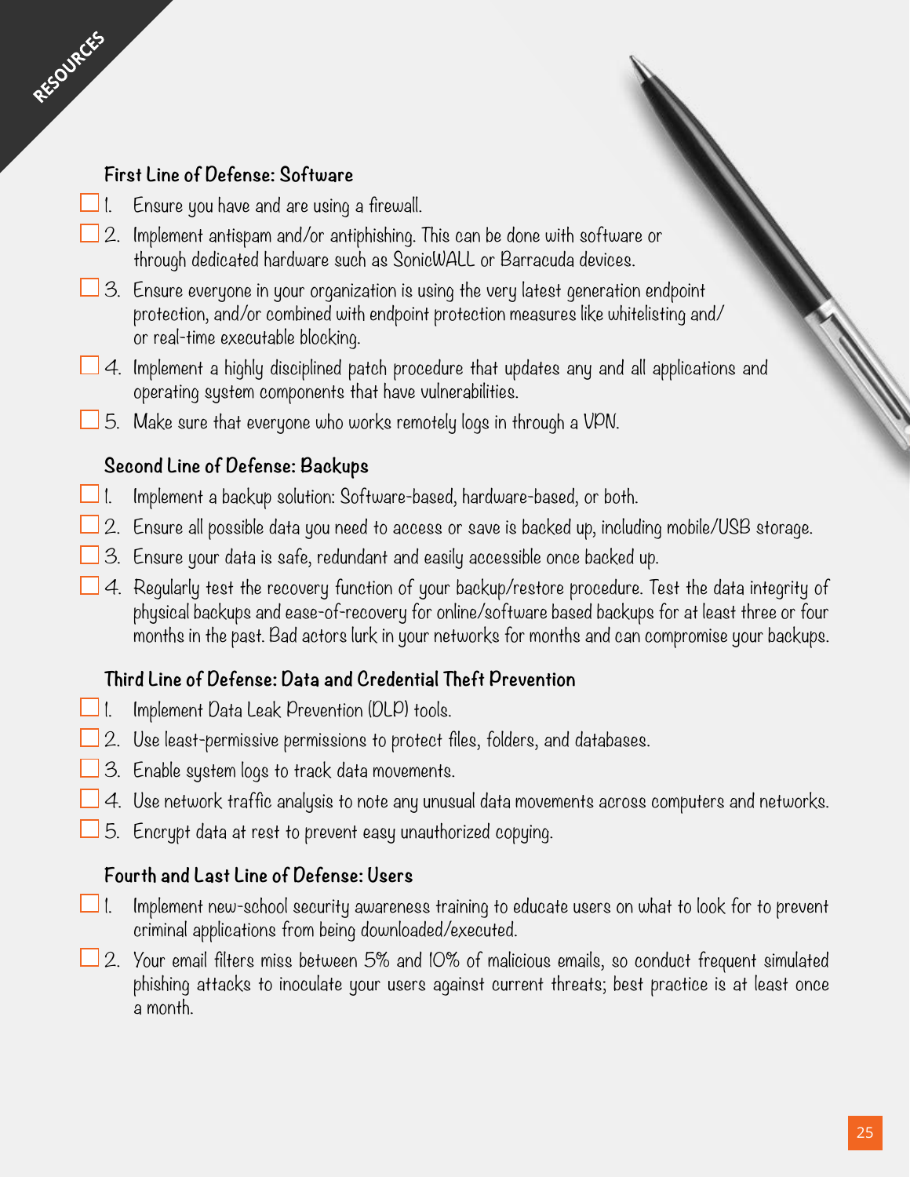### First Line of Defense: Software

- [ ] 1. Ensure you have and are using a firewall.
- [ ] 2. Implement antispam and/or antiphishing. This can be done with software or through dedicated hardware such as SonicWALL or Barracuda devices.
- [ ] 3. Ensure everyone in your organization is using the very latest generation endpoint protection, and/or combined with endpoint protection measures like whitelisting and/or real-time executable blocking.
- [ ] 4. Implement a highly disciplined patch procedure that updates any and all applications and operating system components that have vulnerabilities.
- [ ] 5. Make sure that everyone who works remotely logs in through a VPN.

### Second Line of Defense: Backups

- [ ] 1. Implement a backup solution: Software-based, hardware-based, or both.
- [ ] 2. Ensure all possible data you need to access or save is backed up, including mobile/USB storage.
- [ ] 3. Ensure your data is safe, redundant and easily accessible once backed up.
- [ ] 4. Regularly test the recovery function of your backup/restore procedure. Test the data integrity of physical backups and ease-of-recovery for online/software based backups for at least three or four months in the past. Bad actors lurk in your networks for months and can compromise your backups.

### Third Line of Defense: Data and Credential Theft Prevention

- [ ] 1. Implement Data Leak Prevention (DLP) tools.
- [ ] 2. Use least-permissive permissions to protect files, folders, and databases.
- [ ] 3. Enable system logs to track data movements.
- [ ] 4. Use network traffic analysis to note any unusual data movements across computers and networks.
- [ ] 5. Encrypt data at rest to prevent easy unauthorized copying.

### Fourth and Last Line of Defense: Users

- [ ] 1. Implement new-school security awareness training to educate users on what to look for to prevent criminal applications from being downloaded/executed.
- [ ] 2. Your email filters miss between 5% and 10% of malicious emails, so conduct frequent simulated phishing attacks to inoculate your users against current threats; best practice is at least once a month.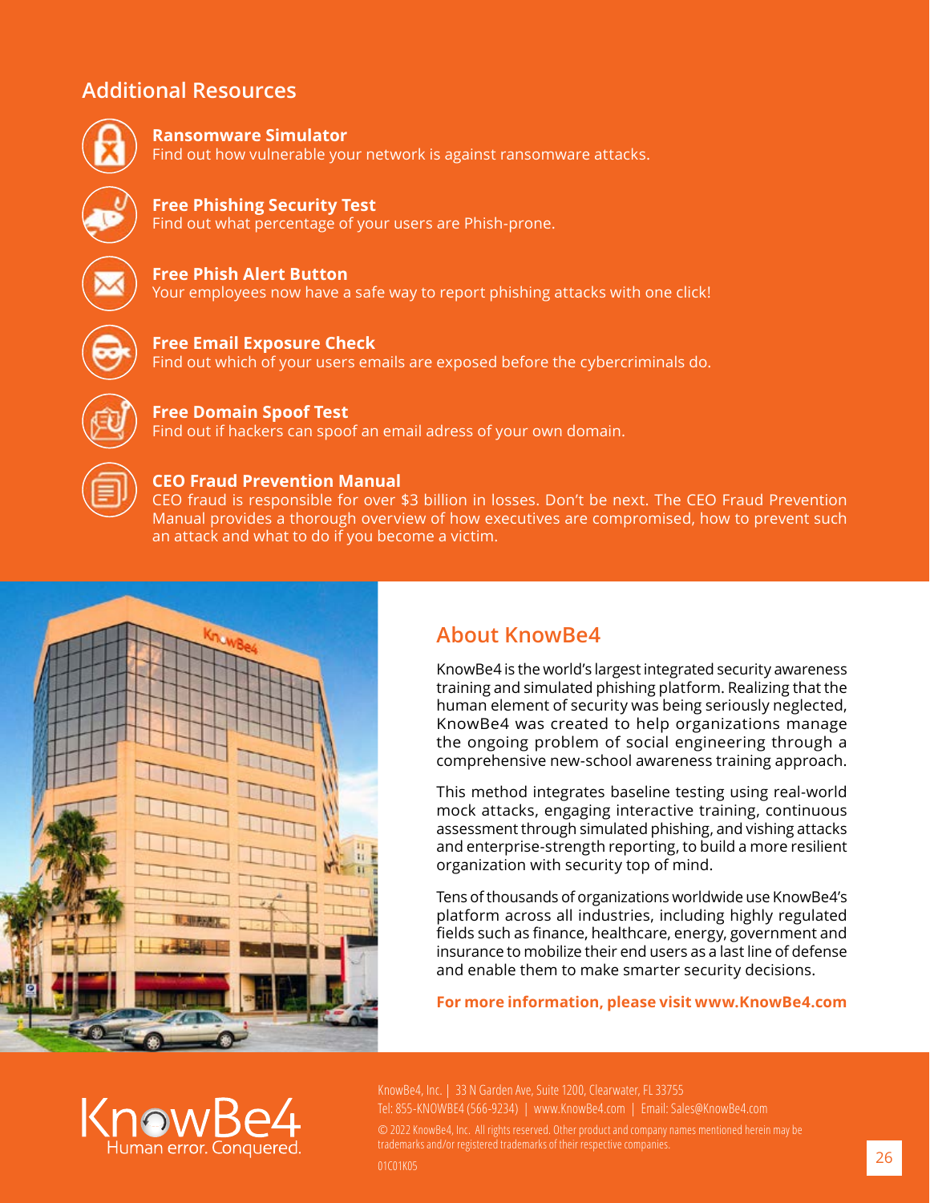## Additional Resources

**Ransomware Simulator**
Find out how vulnerable your network is against ransomware attacks.

**Free Phishing Security Test**
Find out what percentage of your users are Phish-prone.

**Free Phish Alert Button**
Your employees now have a safe way to report phishing attacks with one click!

**Free Email Exposure Check**
Find out which of your users emails are exposed before the cybercriminals do.

**Free Domain Spoof Test**
Find out if hackers can spoof an email adress of your own domain.

**CEO Fraud Prevention Manual**
CEO fraud is responsible for over $3 billion in losses. Don't be next. The CEO Fraud Prevention Manual provides a thorough overview of how executives are compromised, how to prevent such an attack and what to do if you become a victim.

## About KnowBe4

KnowBe4 is the world's largest integrated security awareness training and simulated phishing platform. Realizing that the human element of security was being seriously neglected, KnowBe4 was created to help organizations manage the ongoing problem of social engineering through a comprehensive new-school awareness training approach.

This method integrates baseline testing using real-world mock attacks, engaging interactive training, continuous assessment through simulated phishing, and vishing attacks and enterprise-strength reporting, to build a more resilient organization with security top of mind.

Tens of thousands of organizations worldwide use KnowBe4's platform across all industries, including highly regulated fields such as finance, healthcare, energy, government and insurance to mobilize their end users as a last line of defense and enable them to make smarter security decisions.

**For more information, please visit www.KnowBe4.com**

KnowBe4
Human error. Conquered.

KnowBe4, Inc. | 33 N Garden Ave, Suite 1200, Clearwater, FL 33755
Tel: 855-KNOWBE4 (566-9234) | www.KnowBe4.com | Email: Sales@KnowBe4.com

© 2022 KnowBe4, Inc. All rights reserved. Other product and company names mentioned herein may be trademarks and/or registered trademarks of their respective companies.

01C01K05